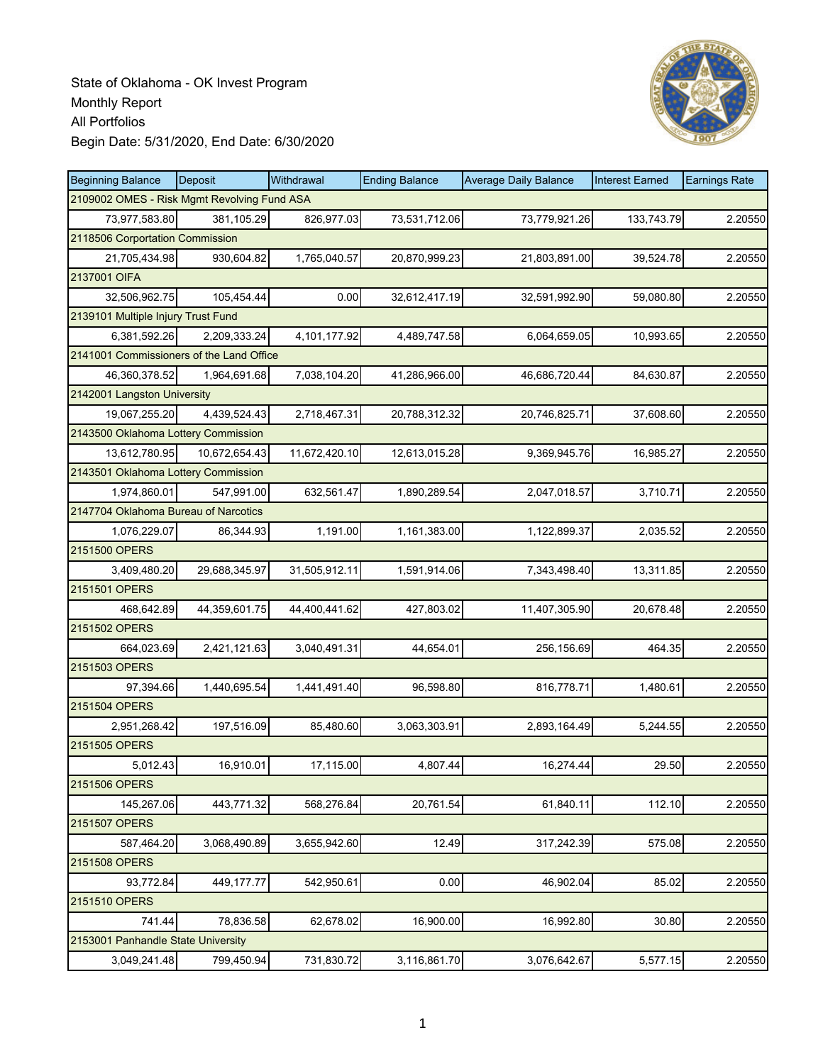State of Oklahoma - OK Invest Program
Monthly Report
All Portfolios
Begin Date: 5/31/2020, End Date: 6/30/2020

| Beginning Balance | Deposit | Withdrawal | Ending Balance | Average Daily Balance | Interest Earned | Earnings Rate |
|---|---|---|---|---|---|---|
| 2109002 OMES - Risk Mgmt Revolving Fund ASA | | | | | | |
| 73,977,583.80 | 381,105.29 | 826,977.03 | 73,531,712.06 | 73,779,921.26 | 133,743.79 | 2.20550 |
| 2118506 Corportation Commission | | | | | | |
| 21,705,434.98 | 930,604.82 | 1,765,040.57 | 20,870,999.23 | 21,803,891.00 | 39,524.78 | 2.20550 |
| 2137001 OIFA | | | | | | |
| 32,506,962.75 | 105,454.44 | 0.00 | 32,612,417.19 | 32,591,992.90 | 59,080.80 | 2.20550 |
| 2139101 Multiple Injury Trust Fund | | | | | | |
| 6,381,592.26 | 2,209,333.24 | 4,101,177.92 | 4,489,747.58 | 6,064,659.05 | 10,993.65 | 2.20550 |
| 2141001 Commissioners of the Land Office | | | | | | |
| 46,360,378.52 | 1,964,691.68 | 7,038,104.20 | 41,286,966.00 | 46,686,720.44 | 84,630.87 | 2.20550 |
| 2142001 Langston University | | | | | | |
| 19,067,255.20 | 4,439,524.43 | 2,718,467.31 | 20,788,312.32 | 20,746,825.71 | 37,608.60 | 2.20550 |
| 2143500 Oklahoma Lottery Commission | | | | | | |
| 13,612,780.95 | 10,672,654.43 | 11,672,420.10 | 12,613,015.28 | 9,369,945.76 | 16,985.27 | 2.20550 |
| 2143501 Oklahoma Lottery Commission | | | | | | |
| 1,974,860.01 | 547,991.00 | 632,561.47 | 1,890,289.54 | 2,047,018.57 | 3,710.71 | 2.20550 |
| 2147704 Oklahoma Bureau of Narcotics | | | | | | |
| 1,076,229.07 | 86,344.93 | 1,191.00 | 1,161,383.00 | 1,122,899.37 | 2,035.52 | 2.20550 |
| 2151500 OPERS | | | | | | |
| 3,409,480.20 | 29,688,345.97 | 31,505,912.11 | 1,591,914.06 | 7,343,498.40 | 13,311.85 | 2.20550 |
| 2151501 OPERS | | | | | | |
| 468,642.89 | 44,359,601.75 | 44,400,441.62 | 427,803.02 | 11,407,305.90 | 20,678.48 | 2.20550 |
| 2151502 OPERS | | | | | | |
| 664,023.69 | 2,421,121.63 | 3,040,491.31 | 44,654.01 | 256,156.69 | 464.35 | 2.20550 |
| 2151503 OPERS | | | | | | |
| 97,394.66 | 1,440,695.54 | 1,441,491.40 | 96,598.80 | 816,778.71 | 1,480.61 | 2.20550 |
| 2151504 OPERS | | | | | | |
| 2,951,268.42 | 197,516.09 | 85,480.60 | 3,063,303.91 | 2,893,164.49 | 5,244.55 | 2.20550 |
| 2151505 OPERS | | | | | | |
| 5,012.43 | 16,910.01 | 17,115.00 | 4,807.44 | 16,274.44 | 29.50 | 2.20550 |
| 2151506 OPERS | | | | | | |
| 145,267.06 | 443,771.32 | 568,276.84 | 20,761.54 | 61,840.11 | 112.10 | 2.20550 |
| 2151507 OPERS | | | | | | |
| 587,464.20 | 3,068,490.89 | 3,655,942.60 | 12.49 | 317,242.39 | 575.08 | 2.20550 |
| 2151508 OPERS | | | | | | |
| 93,772.84 | 449,177.77 | 542,950.61 | 0.00 | 46,902.04 | 85.02 | 2.20550 |
| 2151510 OPERS | | | | | | |
| 741.44 | 78,836.58 | 62,678.02 | 16,900.00 | 16,992.80 | 30.80 | 2.20550 |
| 2153001 Panhandle State University | | | | | | |
| 3,049,241.48 | 799,450.94 | 731,830.72 | 3,116,861.70 | 3,076,642.67 | 5,577.15 | 2.20550 |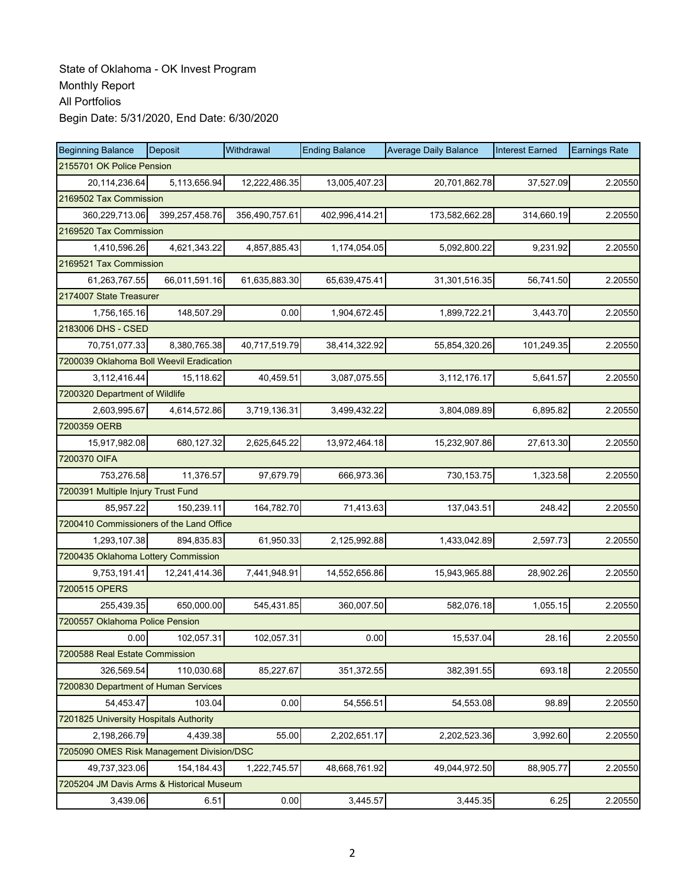State of Oklahoma - OK Invest Program
Monthly Report
All Portfolios
Begin Date: 5/31/2020, End Date: 6/30/2020

| Beginning Balance | Deposit | Withdrawal | Ending Balance | Average Daily Balance | Interest Earned | Earnings Rate |
|---|---|---|---|---|---|---|
| 2155701 OK Police Pension | | | | | | |
| 20,114,236.64 | 5,113,656.94 | 12,222,486.35 | 13,005,407.23 | 20,701,862.78 | 37,527.09 | 2.20550 |
| 2169502 Tax Commission | | | | | | |
| 360,229,713.06 | 399,257,458.76 | 356,490,757.61 | 402,996,414.21 | 173,582,662.28 | 314,660.19 | 2.20550 |
| 2169520 Tax Commission | | | | | | |
| 1,410,596.26 | 4,621,343.22 | 4,857,885.43 | 1,174,054.05 | 5,092,800.22 | 9,231.92 | 2.20550 |
| 2169521 Tax Commission | | | | | | |
| 61,263,767.55 | 66,011,591.16 | 61,635,883.30 | 65,639,475.41 | 31,301,516.35 | 56,741.50 | 2.20550 |
| 2174007 State Treasurer | | | | | | |
| 1,756,165.16 | 148,507.29 | 0.00 | 1,904,672.45 | 1,899,722.21 | 3,443.70 | 2.20550 |
| 2183006 DHS - CSED | | | | | | |
| 70,751,077.33 | 8,380,765.38 | 40,717,519.79 | 38,414,322.92 | 55,854,320.26 | 101,249.35 | 2.20550 |
| 7200039 Oklahoma Boll Weevil Eradication | | | | | | |
| 3,112,416.44 | 15,118.62 | 40,459.51 | 3,087,075.55 | 3,112,176.17 | 5,641.57 | 2.20550 |
| 7200320 Department of Wildlife | | | | | | |
| 2,603,995.67 | 4,614,572.86 | 3,719,136.31 | 3,499,432.22 | 3,804,089.89 | 6,895.82 | 2.20550 |
| 7200359 OERB | | | | | | |
| 15,917,982.08 | 680,127.32 | 2,625,645.22 | 13,972,464.18 | 15,232,907.86 | 27,613.30 | 2.20550 |
| 7200370 OIFA | | | | | | |
| 753,276.58 | 11,376.57 | 97,679.79 | 666,973.36 | 730,153.75 | 1,323.58 | 2.20550 |
| 7200391 Multiple Injury Trust Fund | | | | | | |
| 85,957.22 | 150,239.11 | 164,782.70 | 71,413.63 | 137,043.51 | 248.42 | 2.20550 |
| 7200410 Commissioners of the Land Office | | | | | | |
| 1,293,107.38 | 894,835.83 | 61,950.33 | 2,125,992.88 | 1,433,042.89 | 2,597.73 | 2.20550 |
| 7200435 Oklahoma Lottery Commission | | | | | | |
| 9,753,191.41 | 12,241,414.36 | 7,441,948.91 | 14,552,656.86 | 15,943,965.88 | 28,902.26 | 2.20550 |
| 7200515 OPERS | | | | | | |
| 255,439.35 | 650,000.00 | 545,431.85 | 360,007.50 | 582,076.18 | 1,055.15 | 2.20550 |
| 7200557 Oklahoma Police Pension | | | | | | |
| 0.00 | 102,057.31 | 102,057.31 | 0.00 | 15,537.04 | 28.16 | 2.20550 |
| 7200588 Real Estate Commission | | | | | | |
| 326,569.54 | 110,030.68 | 85,227.67 | 351,372.55 | 382,391.55 | 693.18 | 2.20550 |
| 7200830 Department of Human Services | | | | | | |
| 54,453.47 | 103.04 | 0.00 | 54,556.51 | 54,553.08 | 98.89 | 2.20550 |
| 7201825 University Hospitals Authority | | | | | | |
| 2,198,266.79 | 4,439.38 | 55.00 | 2,202,651.17 | 2,202,523.36 | 3,992.60 | 2.20550 |
| 7205090 OMES Risk Management Division/DSC | | | | | | |
| 49,737,323.06 | 154,184.43 | 1,222,745.57 | 48,668,761.92 | 49,044,972.50 | 88,905.77 | 2.20550 |
| 7205204 JM Davis Arms & Historical Museum | | | | | | |
| 3,439.06 | 6.51 | 0.00 | 3,445.57 | 3,445.35 | 6.25 | 2.20550 |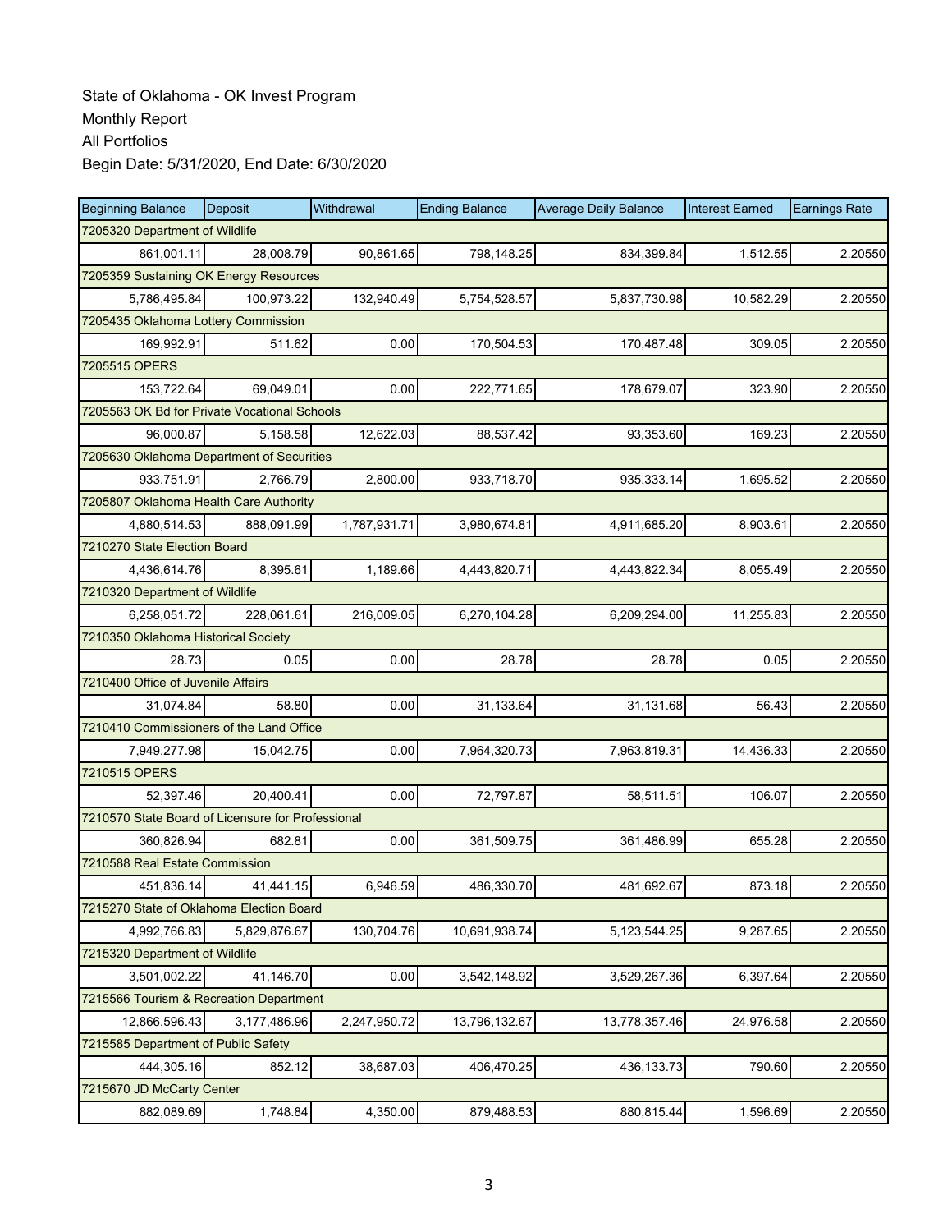State of Oklahoma - OK Invest Program
Monthly Report
All Portfolios
Begin Date: 5/31/2020, End Date: 6/30/2020

| Beginning Balance | Deposit | Withdrawal | Ending Balance | Average Daily Balance | Interest Earned | Earnings Rate |
|---|---|---|---|---|---|---|
| 7205320 Department of Wildlife | | | | | | |
| 861,001.11 | 28,008.79 | 90,861.65 | 798,148.25 | 834,399.84 | 1,512.55 | 2.20550 |
| 7205359 Sustaining OK Energy Resources | | | | | | |
| 5,786,495.84 | 100,973.22 | 132,940.49 | 5,754,528.57 | 5,837,730.98 | 10,582.29 | 2.20550 |
| 7205435 Oklahoma Lottery Commission | | | | | | |
| 169,992.91 | 511.62 | 0.00 | 170,504.53 | 170,487.48 | 309.05 | 2.20550 |
| 7205515 OPERS | | | | | | |
| 153,722.64 | 69,049.01 | 0.00 | 222,771.65 | 178,679.07 | 323.90 | 2.20550 |
| 7205563 OK Bd for Private Vocational Schools | | | | | | |
| 96,000.87 | 5,158.58 | 12,622.03 | 88,537.42 | 93,353.60 | 169.23 | 2.20550 |
| 7205630 Oklahoma Department of Securities | | | | | | |
| 933,751.91 | 2,766.79 | 2,800.00 | 933,718.70 | 935,333.14 | 1,695.52 | 2.20550 |
| 7205807 Oklahoma Health Care Authority | | | | | | |
| 4,880,514.53 | 888,091.99 | 1,787,931.71 | 3,980,674.81 | 4,911,685.20 | 8,903.61 | 2.20550 |
| 7210270 State Election Board | | | | | | |
| 4,436,614.76 | 8,395.61 | 1,189.66 | 4,443,820.71 | 4,443,822.34 | 8,055.49 | 2.20550 |
| 7210320 Department of Wildlife | | | | | | |
| 6,258,051.72 | 228,061.61 | 216,009.05 | 6,270,104.28 | 6,209,294.00 | 11,255.83 | 2.20550 |
| 7210350 Oklahoma Historical Society | | | | | | |
| 28.73 | 0.05 | 0.00 | 28.78 | 28.78 | 0.05 | 2.20550 |
| 7210400 Office of Juvenile Affairs | | | | | | |
| 31,074.84 | 58.80 | 0.00 | 31,133.64 | 31,131.68 | 56.43 | 2.20550 |
| 7210410 Commissioners of the Land Office | | | | | | |
| 7,949,277.98 | 15,042.75 | 0.00 | 7,964,320.73 | 7,963,819.31 | 14,436.33 | 2.20550 |
| 7210515 OPERS | | | | | | |
| 52,397.46 | 20,400.41 | 0.00 | 72,797.87 | 58,511.51 | 106.07 | 2.20550 |
| 7210570 State Board of Licensure for Professional | | | | | | |
| 360,826.94 | 682.81 | 0.00 | 361,509.75 | 361,486.99 | 655.28 | 2.20550 |
| 7210588 Real Estate Commission | | | | | | |
| 451,836.14 | 41,441.15 | 6,946.59 | 486,330.70 | 481,692.67 | 873.18 | 2.20550 |
| 7215270 State of Oklahoma Election Board | | | | | | |
| 4,992,766.83 | 5,829,876.67 | 130,704.76 | 10,691,938.74 | 5,123,544.25 | 9,287.65 | 2.20550 |
| 7215320 Department of Wildlife | | | | | | |
| 3,501,002.22 | 41,146.70 | 0.00 | 3,542,148.92 | 3,529,267.36 | 6,397.64 | 2.20550 |
| 7215566 Tourism & Recreation Department | | | | | | |
| 12,866,596.43 | 3,177,486.96 | 2,247,950.72 | 13,796,132.67 | 13,778,357.46 | 24,976.58 | 2.20550 |
| 7215585 Department of Public Safety | | | | | | |
| 444,305.16 | 852.12 | 38,687.03 | 406,470.25 | 436,133.73 | 790.60 | 2.20550 |
| 7215670 JD McCarty Center | | | | | | |
| 882,089.69 | 1,748.84 | 4,350.00 | 879,488.53 | 880,815.44 | 1,596.69 | 2.20550 |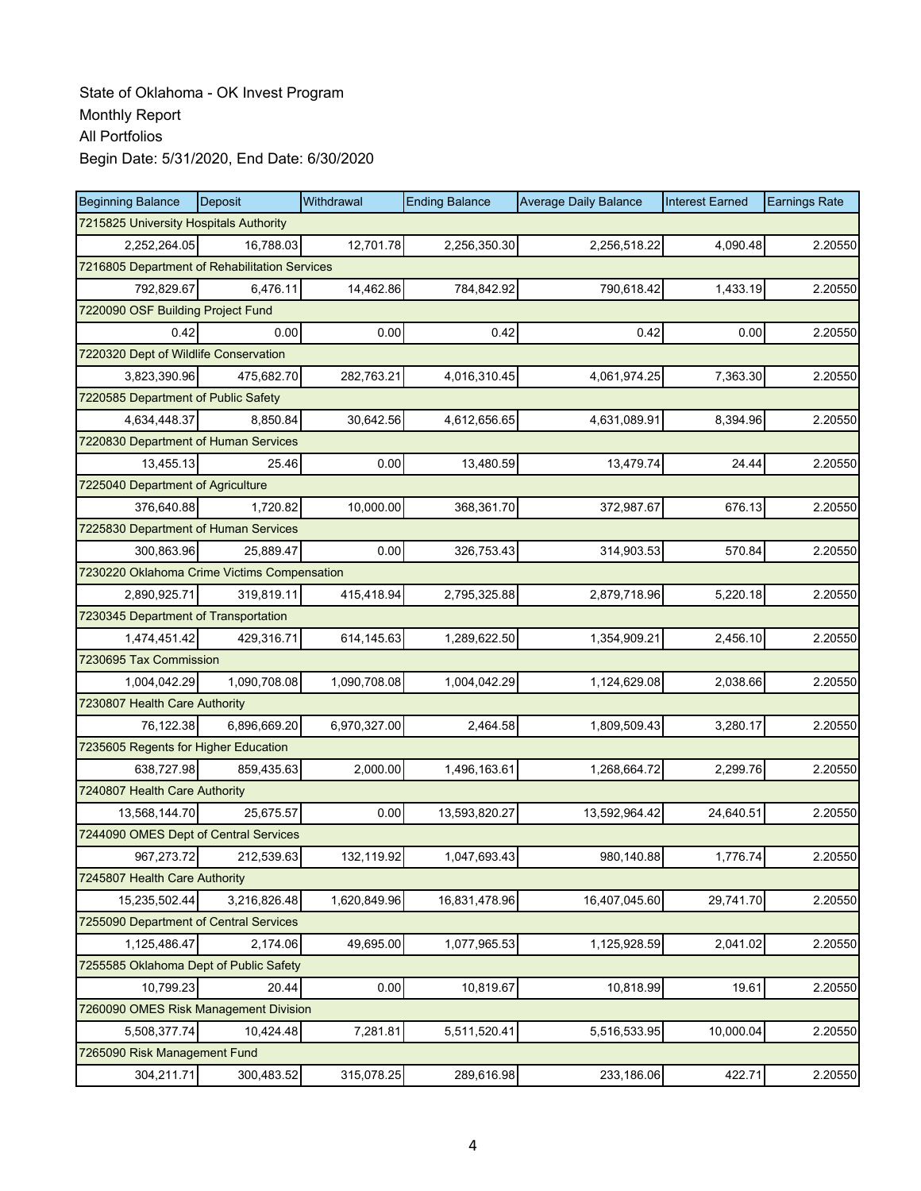State of Oklahoma - OK Invest Program

Monthly Report

All Portfolios

Begin Date: 5/31/2020, End Date: 6/30/2020

| Beginning Balance | Deposit | Withdrawal | Ending Balance | Average Daily Balance | Interest Earned | Earnings Rate |
|---|---|---|---|---|---|---|
| 7215825 University Hospitals Authority | | | | | | |
| 2,252,264.05 | 16,788.03 | 12,701.78 | 2,256,350.30 | 2,256,518.22 | 4,090.48 | 2.20550 |
| 7216805 Department of Rehabilitation Services | | | | | | |
| 792,829.67 | 6,476.11 | 14,462.86 | 784,842.92 | 790,618.42 | 1,433.19 | 2.20550 |
| 7220090 OSF Building Project Fund | | | | | | |
| 0.42 | 0.00 | 0.00 | 0.42 | 0.42 | 0.00 | 2.20550 |
| 7220320 Dept of Wildlife Conservation | | | | | | |
| 3,823,390.96 | 475,682.70 | 282,763.21 | 4,016,310.45 | 4,061,974.25 | 7,363.30 | 2.20550 |
| 7220585 Department of Public Safety | | | | | | |
| 4,634,448.37 | 8,850.84 | 30,642.56 | 4,612,656.65 | 4,631,089.91 | 8,394.96 | 2.20550 |
| 7220830 Department of Human Services | | | | | | |
| 13,455.13 | 25.46 | 0.00 | 13,480.59 | 13,479.74 | 24.44 | 2.20550 |
| 7225040 Department of Agriculture | | | | | | |
| 376,640.88 | 1,720.82 | 10,000.00 | 368,361.70 | 372,987.67 | 676.13 | 2.20550 |
| 7225830 Department of Human Services | | | | | | |
| 300,863.96 | 25,889.47 | 0.00 | 326,753.43 | 314,903.53 | 570.84 | 2.20550 |
| 7230220 Oklahoma Crime Victims Compensation | | | | | | |
| 2,890,925.71 | 319,819.11 | 415,418.94 | 2,795,325.88 | 2,879,718.96 | 5,220.18 | 2.20550 |
| 7230345 Department of Transportation | | | | | | |
| 1,474,451.42 | 429,316.71 | 614,145.63 | 1,289,622.50 | 1,354,909.21 | 2,456.10 | 2.20550 |
| 7230695 Tax Commission | | | | | | |
| 1,004,042.29 | 1,090,708.08 | 1,090,708.08 | 1,004,042.29 | 1,124,629.08 | 2,038.66 | 2.20550 |
| 7230807 Health Care Authority | | | | | | |
| 76,122.38 | 6,896,669.20 | 6,970,327.00 | 2,464.58 | 1,809,509.43 | 3,280.17 | 2.20550 |
| 7235605 Regents for Higher Education | | | | | | |
| 638,727.98 | 859,435.63 | 2,000.00 | 1,496,163.61 | 1,268,664.72 | 2,299.76 | 2.20550 |
| 7240807 Health Care Authority | | | | | | |
| 13,568,144.70 | 25,675.57 | 0.00 | 13,593,820.27 | 13,592,964.42 | 24,640.51 | 2.20550 |
| 7244090 OMES Dept of Central Services | | | | | | |
| 967,273.72 | 212,539.63 | 132,119.92 | 1,047,693.43 | 980,140.88 | 1,776.74 | 2.20550 |
| 7245807 Health Care Authority | | | | | | |
| 15,235,502.44 | 3,216,826.48 | 1,620,849.96 | 16,831,478.96 | 16,407,045.60 | 29,741.70 | 2.20550 |
| 7255090 Department of Central Services | | | | | | |
| 1,125,486.47 | 2,174.06 | 49,695.00 | 1,077,965.53 | 1,125,928.59 | 2,041.02 | 2.20550 |
| 7255585 Oklahoma Dept of Public Safety | | | | | | |
| 10,799.23 | 20.44 | 0.00 | 10,819.67 | 10,818.99 | 19.61 | 2.20550 |
| 7260090 OMES Risk Management Division | | | | | | |
| 5,508,377.74 | 10,424.48 | 7,281.81 | 5,511,520.41 | 5,516,533.95 | 10,000.04 | 2.20550 |
| 7265090 Risk Management Fund | | | | | | |
| 304,211.71 | 300,483.52 | 315,078.25 | 289,616.98 | 233,186.06 | 422.71 | 2.20550 |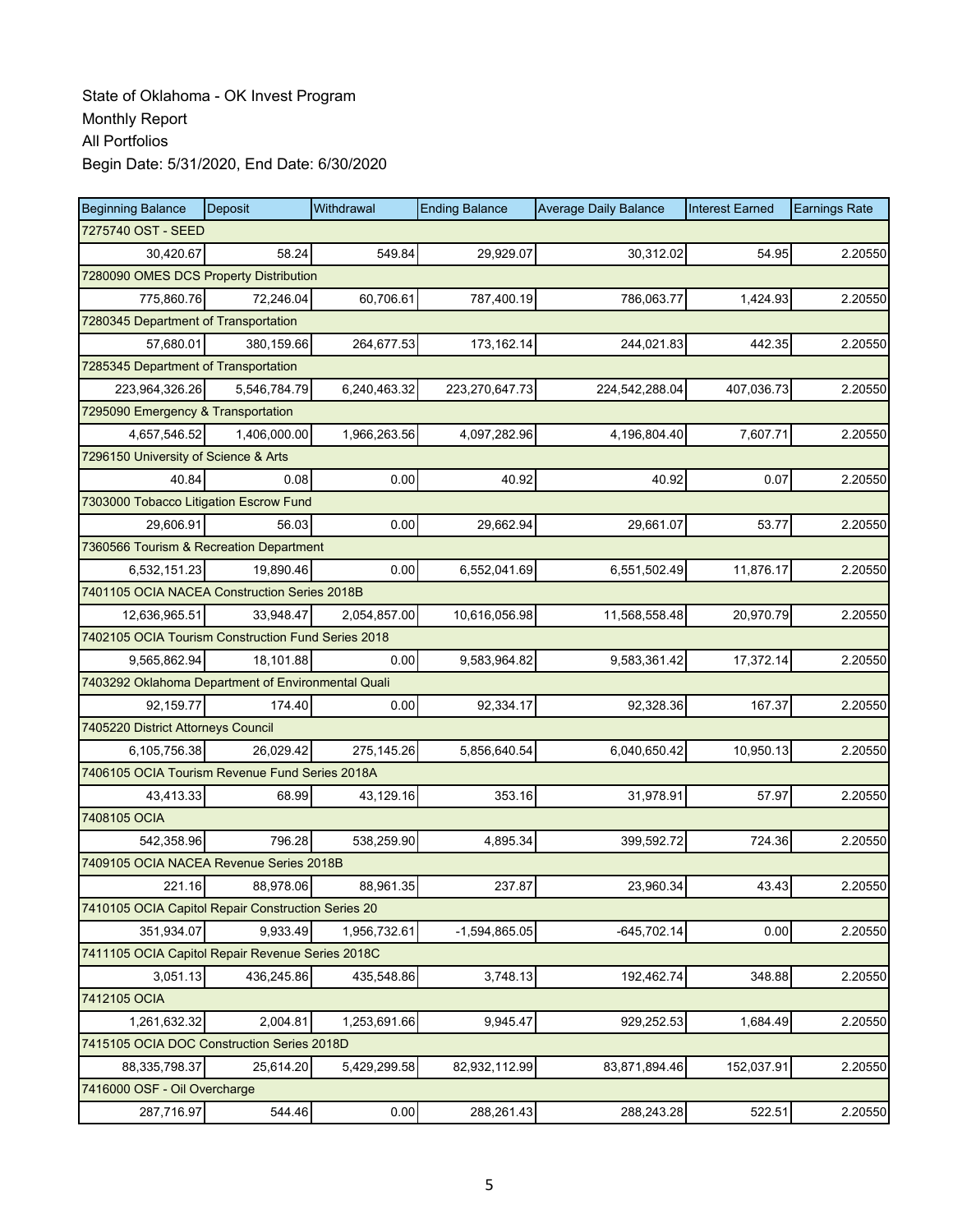State of Oklahoma - OK Invest Program
Monthly Report
All Portfolios
Begin Date: 5/31/2020, End Date: 6/30/2020

| Beginning Balance | Deposit | Withdrawal | Ending Balance | Average Daily Balance | Interest Earned | Earnings Rate |
|---|---|---|---|---|---|---|
| 7275740 OST - SEED | | | | | | |
| 30,420.67 | 58.24 | 549.84 | 29,929.07 | 30,312.02 | 54.95 | 2.20550 |
| 7280090 OMES DCS Property Distribution | | | | | | |
| 775,860.76 | 72,246.04 | 60,706.61 | 787,400.19 | 786,063.77 | 1,424.93 | 2.20550 |
| 7280345 Department of Transportation | | | | | | |
| 57,680.01 | 380,159.66 | 264,677.53 | 173,162.14 | 244,021.83 | 442.35 | 2.20550 |
| 7285345 Department of Transportation | | | | | | |
| 223,964,326.26 | 5,546,784.79 | 6,240,463.32 | 223,270,647.73 | 224,542,288.04 | 407,036.73 | 2.20550 |
| 7295090 Emergency & Transportation | | | | | | |
| 4,657,546.52 | 1,406,000.00 | 1,966,263.56 | 4,097,282.96 | 4,196,804.40 | 7,607.71 | 2.20550 |
| 7296150 University of Science & Arts | | | | | | |
| 40.84 | 0.08 | 0.00 | 40.92 | 40.92 | 0.07 | 2.20550 |
| 7303000 Tobacco Litigation Escrow Fund | | | | | | |
| 29,606.91 | 56.03 | 0.00 | 29,662.94 | 29,661.07 | 53.77 | 2.20550 |
| 7360566 Tourism & Recreation Department | | | | | | |
| 6,532,151.23 | 19,890.46 | 0.00 | 6,552,041.69 | 6,551,502.49 | 11,876.17 | 2.20550 |
| 7401105 OCIA NACEA Construction Series 2018B | | | | | | |
| 12,636,965.51 | 33,948.47 | 2,054,857.00 | 10,616,056.98 | 11,568,558.48 | 20,970.79 | 2.20550 |
| 7402105 OCIA Tourism Construction Fund Series 2018 | | | | | | |
| 9,565,862.94 | 18,101.88 | 0.00 | 9,583,964.82 | 9,583,361.42 | 17,372.14 | 2.20550 |
| 7403292 Oklahoma Department of Environmental Quali | | | | | | |
| 92,159.77 | 174.40 | 0.00 | 92,334.17 | 92,328.36 | 167.37 | 2.20550 |
| 7405220 District Attorneys Council | | | | | | |
| 6,105,756.38 | 26,029.42 | 275,145.26 | 5,856,640.54 | 6,040,650.42 | 10,950.13 | 2.20550 |
| 7406105 OCIA Tourism Revenue Fund Series 2018A | | | | | | |
| 43,413.33 | 68.99 | 43,129.16 | 353.16 | 31,978.91 | 57.97 | 2.20550 |
| 7408105 OCIA | | | | | | |
| 542,358.96 | 796.28 | 538,259.90 | 4,895.34 | 399,592.72 | 724.36 | 2.20550 |
| 7409105 OCIA NACEA Revenue Series 2018B | | | | | | |
| 221.16 | 88,978.06 | 88,961.35 | 237.87 | 23,960.34 | 43.43 | 2.20550 |
| 7410105 OCIA Capitol Repair Construction Series 20 | | | | | | |
| 351,934.07 | 9,933.49 | 1,956,732.61 | -1,594,865.05 | -645,702.14 | 0.00 | 2.20550 |
| 7411105 OCIA Capitol Repair Revenue Series 2018C | | | | | | |
| 3,051.13 | 436,245.86 | 435,548.86 | 3,748.13 | 192,462.74 | 348.88 | 2.20550 |
| 7412105 OCIA | | | | | | |
| 1,261,632.32 | 2,004.81 | 1,253,691.66 | 9,945.47 | 929,252.53 | 1,684.49 | 2.20550 |
| 7415105 OCIA DOC Construction Series 2018D | | | | | | |
| 88,335,798.37 | 25,614.20 | 5,429,299.58 | 82,932,112.99 | 83,871,894.46 | 152,037.91 | 2.20550 |
| 7416000 OSF - Oil Overcharge | | | | | | |
| 287,716.97 | 544.46 | 0.00 | 288,261.43 | 288,243.28 | 522.51 | 2.20550 |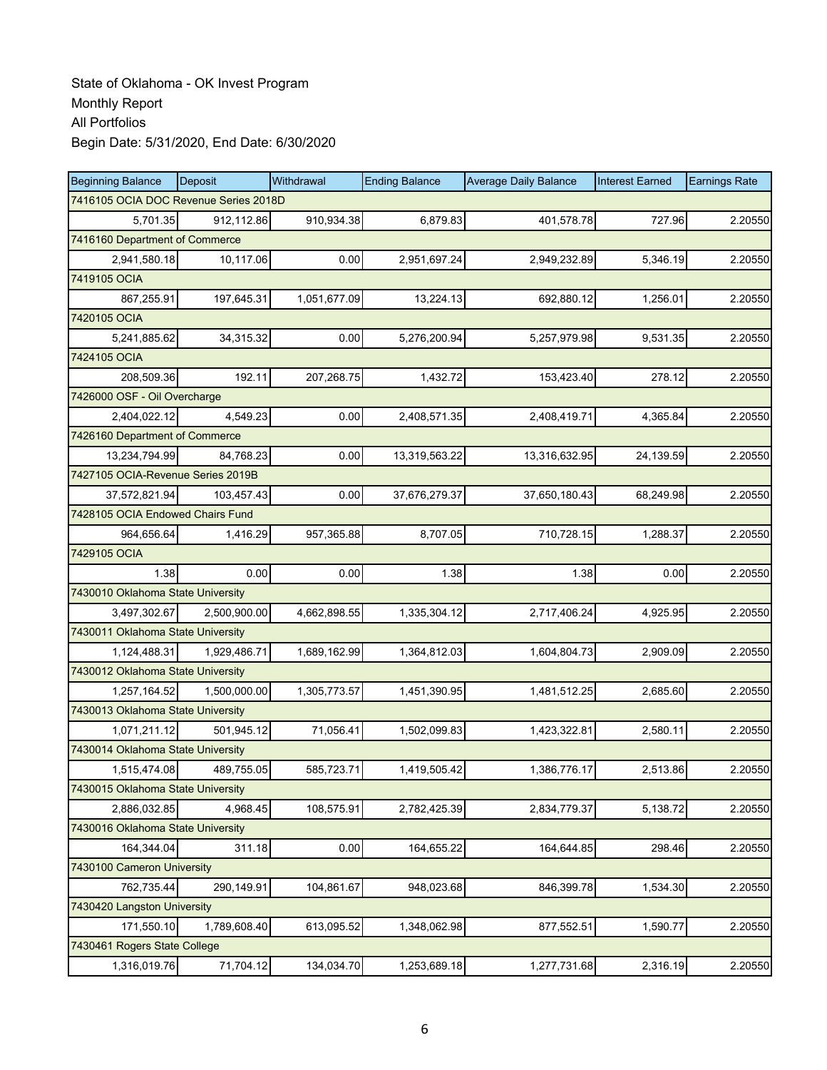State of Oklahoma - OK Invest Program
Monthly Report
All Portfolios
Begin Date: 5/31/2020, End Date: 6/30/2020

| Beginning Balance | Deposit | Withdrawal | Ending Balance | Average Daily Balance | Interest Earned | Earnings Rate |
|---|---|---|---|---|---|---|
| 7416105 OCIA DOC Revenue Series 2018D | | | | | | |
| 5,701.35 | 912,112.86 | 910,934.38 | 6,879.83 | 401,578.78 | 727.96 | 2.20550 |
| 7416160 Department of Commerce | | | | | | |
| 2,941,580.18 | 10,117.06 | 0.00 | 2,951,697.24 | 2,949,232.89 | 5,346.19 | 2.20550 |
| 7419105 OCIA | | | | | | |
| 867,255.91 | 197,645.31 | 1,051,677.09 | 13,224.13 | 692,880.12 | 1,256.01 | 2.20550 |
| 7420105 OCIA | | | | | | |
| 5,241,885.62 | 34,315.32 | 0.00 | 5,276,200.94 | 5,257,979.98 | 9,531.35 | 2.20550 |
| 7424105 OCIA | | | | | | |
| 208,509.36 | 192.11 | 207,268.75 | 1,432.72 | 153,423.40 | 278.12 | 2.20550 |
| 7426000 OSF - Oil Overcharge | | | | | | |
| 2,404,022.12 | 4,549.23 | 0.00 | 2,408,571.35 | 2,408,419.71 | 4,365.84 | 2.20550 |
| 7426160 Department of Commerce | | | | | | |
| 13,234,794.99 | 84,768.23 | 0.00 | 13,319,563.22 | 13,316,632.95 | 24,139.59 | 2.20550 |
| 7427105 OCIA-Revenue Series 2019B | | | | | | |
| 37,572,821.94 | 103,457.43 | 0.00 | 37,676,279.37 | 37,650,180.43 | 68,249.98 | 2.20550 |
| 7428105 OCIA Endowed Chairs Fund | | | | | | |
| 964,656.64 | 1,416.29 | 957,365.88 | 8,707.05 | 710,728.15 | 1,288.37 | 2.20550 |
| 7429105 OCIA | | | | | | |
| 1.38 | 0.00 | 0.00 | 1.38 | 1.38 | 0.00 | 2.20550 |
| 7430010 Oklahoma State University | | | | | | |
| 3,497,302.67 | 2,500,900.00 | 4,662,898.55 | 1,335,304.12 | 2,717,406.24 | 4,925.95 | 2.20550 |
| 7430011 Oklahoma State University | | | | | | |
| 1,124,488.31 | 1,929,486.71 | 1,689,162.99 | 1,364,812.03 | 1,604,804.73 | 2,909.09 | 2.20550 |
| 7430012 Oklahoma State University | | | | | | |
| 1,257,164.52 | 1,500,000.00 | 1,305,773.57 | 1,451,390.95 | 1,481,512.25 | 2,685.60 | 2.20550 |
| 7430013 Oklahoma State University | | | | | | |
| 1,071,211.12 | 501,945.12 | 71,056.41 | 1,502,099.83 | 1,423,322.81 | 2,580.11 | 2.20550 |
| 7430014 Oklahoma State University | | | | | | |
| 1,515,474.08 | 489,755.05 | 585,723.71 | 1,419,505.42 | 1,386,776.17 | 2,513.86 | 2.20550 |
| 7430015 Oklahoma State University | | | | | | |
| 2,886,032.85 | 4,968.45 | 108,575.91 | 2,782,425.39 | 2,834,779.37 | 5,138.72 | 2.20550 |
| 7430016 Oklahoma State University | | | | | | |
| 164,344.04 | 311.18 | 0.00 | 164,655.22 | 164,644.85 | 298.46 | 2.20550 |
| 7430100 Cameron University | | | | | | |
| 762,735.44 | 290,149.91 | 104,861.67 | 948,023.68 | 846,399.78 | 1,534.30 | 2.20550 |
| 7430420 Langston University | | | | | | |
| 171,550.10 | 1,789,608.40 | 613,095.52 | 1,348,062.98 | 877,552.51 | 1,590.77 | 2.20550 |
| 7430461 Rogers State College | | | | | | |
| 1,316,019.76 | 71,704.12 | 134,034.70 | 1,253,689.18 | 1,277,731.68 | 2,316.19 | 2.20550 |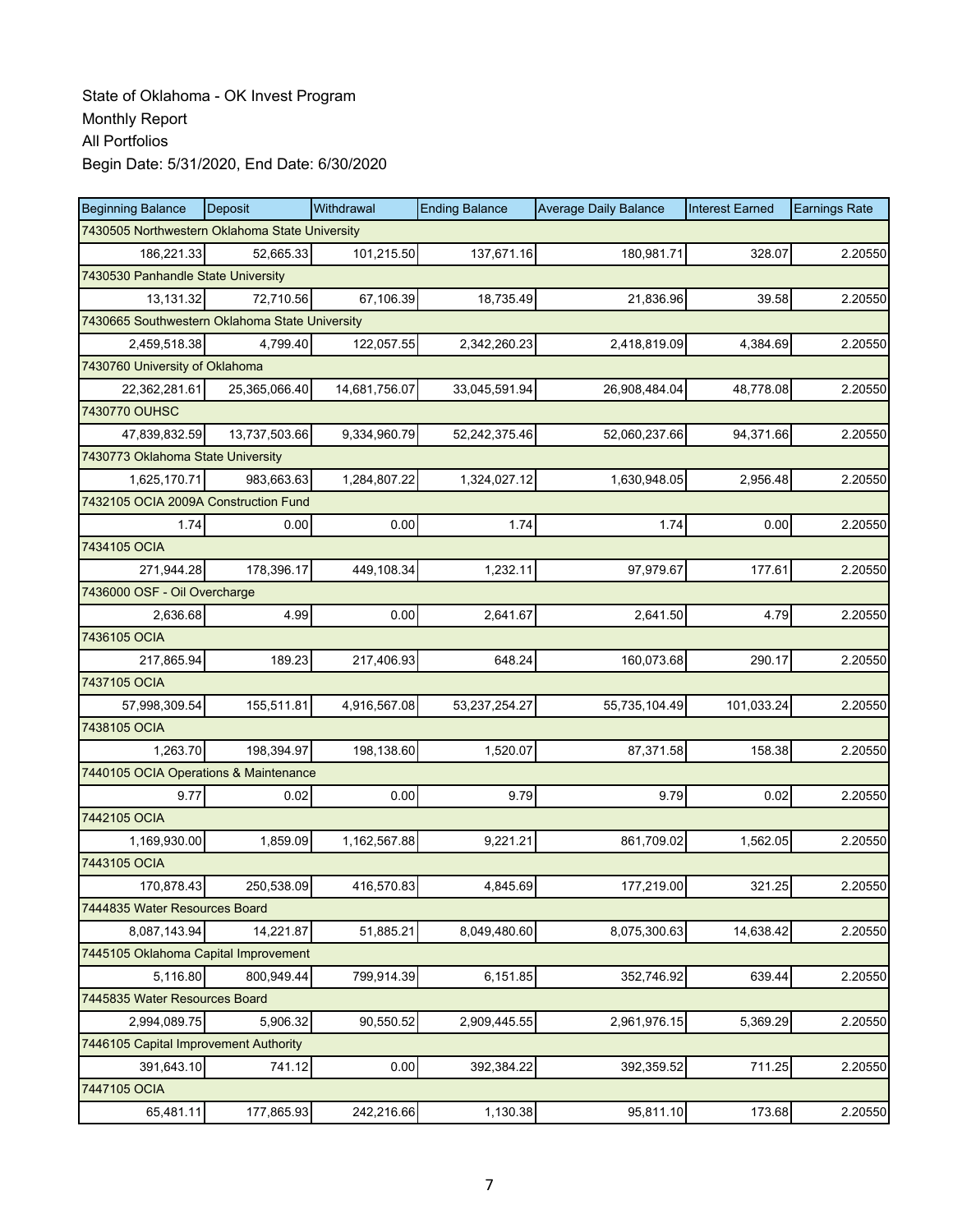State of Oklahoma - OK Invest Program
Monthly Report
All Portfolios
Begin Date: 5/31/2020, End Date: 6/30/2020

| Beginning Balance | Deposit | Withdrawal | Ending Balance | Average Daily Balance | Interest Earned | Earnings Rate |
|---|---|---|---|---|---|---|
| 7430505 Northwestern Oklahoma State University | | | | | | |
| 186,221.33 | 52,665.33 | 101,215.50 | 137,671.16 | 180,981.71 | 328.07 | 2.20550 |
| 7430530 Panhandle State University | | | | | | |
| 13,131.32 | 72,710.56 | 67,106.39 | 18,735.49 | 21,836.96 | 39.58 | 2.20550 |
| 7430665 Southwestern Oklahoma State University | | | | | | |
| 2,459,518.38 | 4,799.40 | 122,057.55 | 2,342,260.23 | 2,418,819.09 | 4,384.69 | 2.20550 |
| 7430760 University of Oklahoma | | | | | | |
| 22,362,281.61 | 25,365,066.40 | 14,681,756.07 | 33,045,591.94 | 26,908,484.04 | 48,778.08 | 2.20550 |
| 7430770 OUHSC | | | | | | |
| 47,839,832.59 | 13,737,503.66 | 9,334,960.79 | 52,242,375.46 | 52,060,237.66 | 94,371.66 | 2.20550 |
| 7430773 Oklahoma State University | | | | | | |
| 1,625,170.71 | 983,663.63 | 1,284,807.22 | 1,324,027.12 | 1,630,948.05 | 2,956.48 | 2.20550 |
| 7432105 OCIA 2009A Construction Fund | | | | | | |
| 1.74 | 0.00 | 0.00 | 1.74 | 1.74 | 0.00 | 2.20550 |
| 7434105 OCIA | | | | | | |
| 271,944.28 | 178,396.17 | 449,108.34 | 1,232.11 | 97,979.67 | 177.61 | 2.20550 |
| 7436000 OSF - Oil Overcharge | | | | | | |
| 2,636.68 | 4.99 | 0.00 | 2,641.67 | 2,641.50 | 4.79 | 2.20550 |
| 7436105 OCIA | | | | | | |
| 217,865.94 | 189.23 | 217,406.93 | 648.24 | 160,073.68 | 290.17 | 2.20550 |
| 7437105 OCIA | | | | | | |
| 57,998,309.54 | 155,511.81 | 4,916,567.08 | 53,237,254.27 | 55,735,104.49 | 101,033.24 | 2.20550 |
| 7438105 OCIA | | | | | | |
| 1,263.70 | 198,394.97 | 198,138.60 | 1,520.07 | 87,371.58 | 158.38 | 2.20550 |
| 7440105 OCIA Operations & Maintenance | | | | | | |
| 9.77 | 0.02 | 0.00 | 9.79 | 9.79 | 0.02 | 2.20550 |
| 7442105 OCIA | | | | | | |
| 1,169,930.00 | 1,859.09 | 1,162,567.88 | 9,221.21 | 861,709.02 | 1,562.05 | 2.20550 |
| 7443105 OCIA | | | | | | |
| 170,878.43 | 250,538.09 | 416,570.83 | 4,845.69 | 177,219.00 | 321.25 | 2.20550 |
| 7444835 Water Resources Board | | | | | | |
| 8,087,143.94 | 14,221.87 | 51,885.21 | 8,049,480.60 | 8,075,300.63 | 14,638.42 | 2.20550 |
| 7445105 Oklahoma Capital Improvement | | | | | | |
| 5,116.80 | 800,949.44 | 799,914.39 | 6,151.85 | 352,746.92 | 639.44 | 2.20550 |
| 7445835 Water Resources Board | | | | | | |
| 2,994,089.75 | 5,906.32 | 90,550.52 | 2,909,445.55 | 2,961,976.15 | 5,369.29 | 2.20550 |
| 7446105 Capital Improvement Authority | | | | | | |
| 391,643.10 | 741.12 | 0.00 | 392,384.22 | 392,359.52 | 711.25 | 2.20550 |
| 7447105 OCIA | | | | | | |
| 65,481.11 | 177,865.93 | 242,216.66 | 1,130.38 | 95,811.10 | 173.68 | 2.20550 |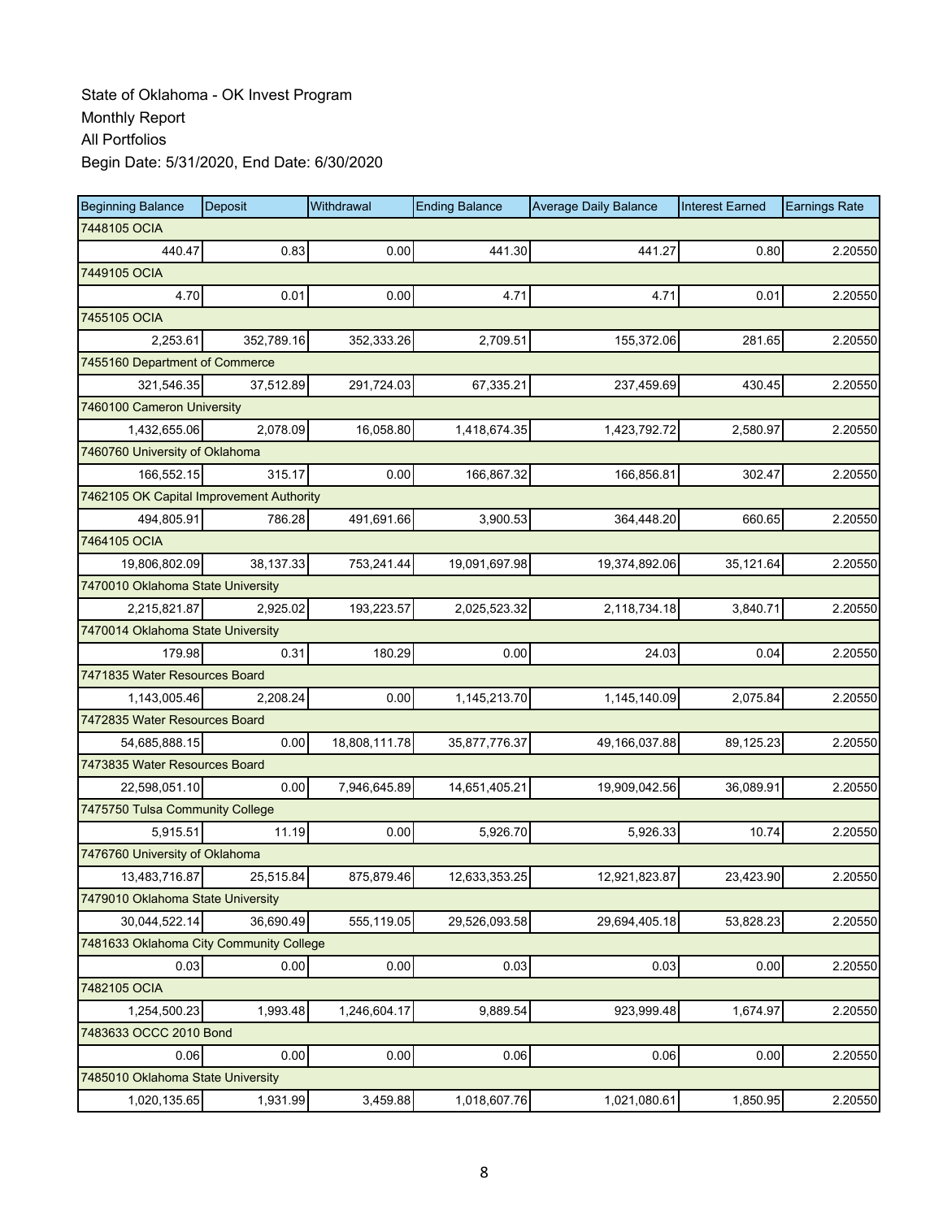State of Oklahoma - OK Invest Program
Monthly Report
All Portfolios
Begin Date: 5/31/2020, End Date: 6/30/2020

| Beginning Balance | Deposit | Withdrawal | Ending Balance | Average Daily Balance | Interest Earned | Earnings Rate |
|---|---|---|---|---|---|---|
| 7448105 OCIA | | | | | | |
| 440.47 | 0.83 | 0.00 | 441.30 | 441.27 | 0.80 | 2.20550 |
| 7449105 OCIA | | | | | | |
| 4.70 | 0.01 | 0.00 | 4.71 | 4.71 | 0.01 | 2.20550 |
| 7455105 OCIA | | | | | | |
| 2,253.61 | 352,789.16 | 352,333.26 | 2,709.51 | 155,372.06 | 281.65 | 2.20550 |
| 7455160 Department of Commerce | | | | | | |
| 321,546.35 | 37,512.89 | 291,724.03 | 67,335.21 | 237,459.69 | 430.45 | 2.20550 |
| 7460100 Cameron University | | | | | | |
| 1,432,655.06 | 2,078.09 | 16,058.80 | 1,418,674.35 | 1,423,792.72 | 2,580.97 | 2.20550 |
| 7460760 University of Oklahoma | | | | | | |
| 166,552.15 | 315.17 | 0.00 | 166,867.32 | 166,856.81 | 302.47 | 2.20550 |
| 7462105 OK Capital Improvement Authority | | | | | | |
| 494,805.91 | 786.28 | 491,691.66 | 3,900.53 | 364,448.20 | 660.65 | 2.20550 |
| 7464105 OCIA | | | | | | |
| 19,806,802.09 | 38,137.33 | 753,241.44 | 19,091,697.98 | 19,374,892.06 | 35,121.64 | 2.20550 |
| 7470010 Oklahoma State University | | | | | | |
| 2,215,821.87 | 2,925.02 | 193,223.57 | 2,025,523.32 | 2,118,734.18 | 3,840.71 | 2.20550 |
| 7470014 Oklahoma State University | | | | | | |
| 179.98 | 0.31 | 180.29 | 0.00 | 24.03 | 0.04 | 2.20550 |
| 7471835 Water Resources Board | | | | | | |
| 1,143,005.46 | 2,208.24 | 0.00 | 1,145,213.70 | 1,145,140.09 | 2,075.84 | 2.20550 |
| 7472835 Water Resources Board | | | | | | |
| 54,685,888.15 | 0.00 | 18,808,111.78 | 35,877,776.37 | 49,166,037.88 | 89,125.23 | 2.20550 |
| 7473835 Water Resources Board | | | | | | |
| 22,598,051.10 | 0.00 | 7,946,645.89 | 14,651,405.21 | 19,909,042.56 | 36,089.91 | 2.20550 |
| 7475750 Tulsa Community College | | | | | | |
| 5,915.51 | 11.19 | 0.00 | 5,926.70 | 5,926.33 | 10.74 | 2.20550 |
| 7476760 University of Oklahoma | | | | | | |
| 13,483,716.87 | 25,515.84 | 875,879.46 | 12,633,353.25 | 12,921,823.87 | 23,423.90 | 2.20550 |
| 7479010 Oklahoma State University | | | | | | |
| 30,044,522.14 | 36,690.49 | 555,119.05 | 29,526,093.58 | 29,694,405.18 | 53,828.23 | 2.20550 |
| 7481633 Oklahoma City Community College | | | | | | |
| 0.03 | 0.00 | 0.00 | 0.03 | 0.03 | 0.00 | 2.20550 |
| 7482105 OCIA | | | | | | |
| 1,254,500.23 | 1,993.48 | 1,246,604.17 | 9,889.54 | 923,999.48 | 1,674.97 | 2.20550 |
| 7483633 OCCC 2010 Bond | | | | | | |
| 0.06 | 0.00 | 0.00 | 0.06 | 0.06 | 0.00 | 2.20550 |
| 7485010 Oklahoma State University | | | | | | |
| 1,020,135.65 | 1,931.99 | 3,459.88 | 1,018,607.76 | 1,021,080.61 | 1,850.95 | 2.20550 |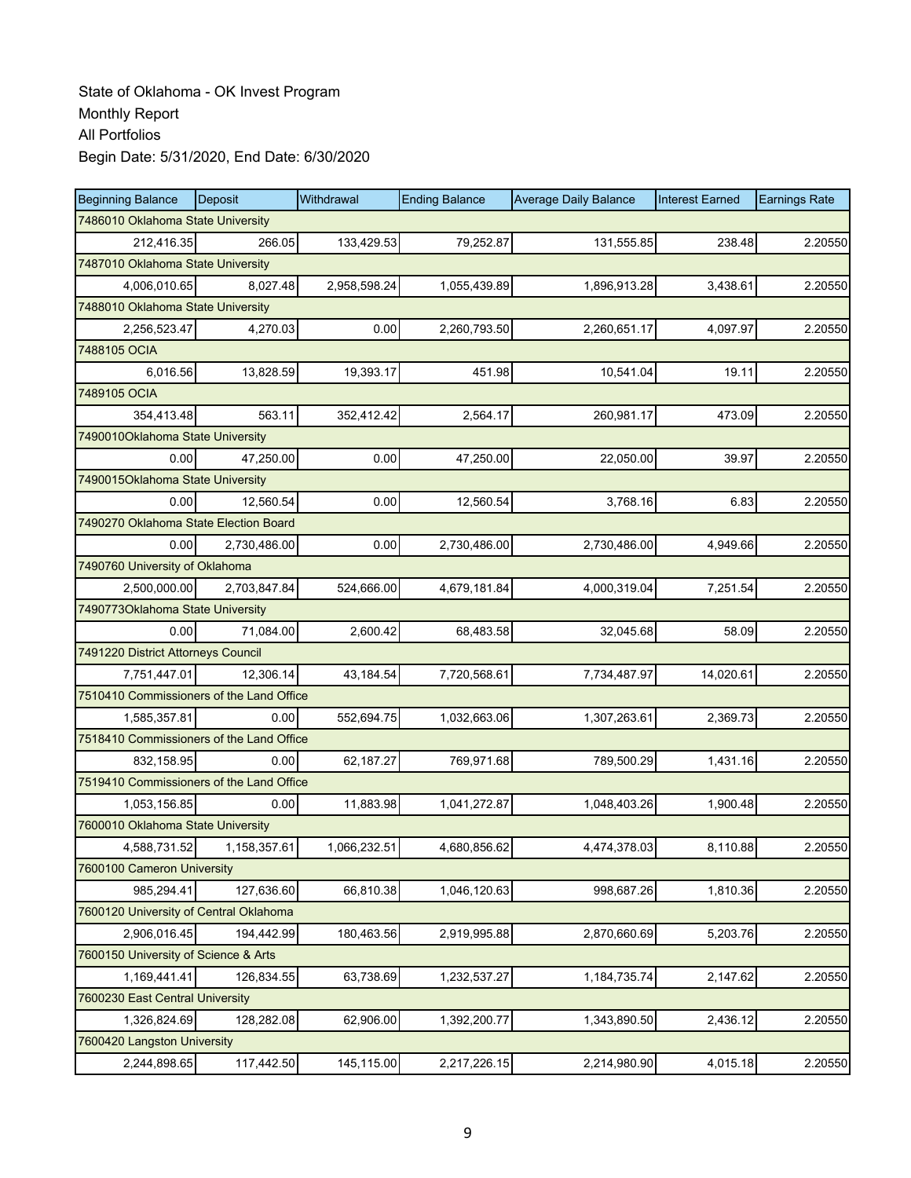State of Oklahoma - OK Invest Program
Monthly Report
All Portfolios
Begin Date: 5/31/2020, End Date: 6/30/2020

| Beginning Balance | Deposit | Withdrawal | Ending Balance | Average Daily Balance | Interest Earned | Earnings Rate |
|---|---|---|---|---|---|---|
| 7486010 Oklahoma State University | | | | | | |
| 212,416.35 | 266.05 | 133,429.53 | 79,252.87 | 131,555.85 | 238.48 | 2.20550 |
| 7487010 Oklahoma State University | | | | | | |
| 4,006,010.65 | 8,027.48 | 2,958,598.24 | 1,055,439.89 | 1,896,913.28 | 3,438.61 | 2.20550 |
| 7488010 Oklahoma State University | | | | | | |
| 2,256,523.47 | 4,270.03 | 0.00 | 2,260,793.50 | 2,260,651.17 | 4,097.97 | 2.20550 |
| 7488105 OCIA | | | | | | |
| 6,016.56 | 13,828.59 | 19,393.17 | 451.98 | 10,541.04 | 19.11 | 2.20550 |
| 7489105 OCIA | | | | | | |
| 354,413.48 | 563.11 | 352,412.42 | 2,564.17 | 260,981.17 | 473.09 | 2.20550 |
| 7490010Oklahoma State University | | | | | | |
| 0.00 | 47,250.00 | 0.00 | 47,250.00 | 22,050.00 | 39.97 | 2.20550 |
| 7490015Oklahoma State University | | | | | | |
| 0.00 | 12,560.54 | 0.00 | 12,560.54 | 3,768.16 | 6.83 | 2.20550 |
| 7490270 Oklahoma State Election Board | | | | | | |
| 0.00 | 2,730,486.00 | 0.00 | 2,730,486.00 | 2,730,486.00 | 4,949.66 | 2.20550 |
| 7490760 University of Oklahoma | | | | | | |
| 2,500,000.00 | 2,703,847.84 | 524,666.00 | 4,679,181.84 | 4,000,319.04 | 7,251.54 | 2.20550 |
| 7490773Oklahoma State University | | | | | | |
| 0.00 | 71,084.00 | 2,600.42 | 68,483.58 | 32,045.68 | 58.09 | 2.20550 |
| 7491220 District Attorneys Council | | | | | | |
| 7,751,447.01 | 12,306.14 | 43,184.54 | 7,720,568.61 | 7,734,487.97 | 14,020.61 | 2.20550 |
| 7510410 Commissioners of the Land Office | | | | | | |
| 1,585,357.81 | 0.00 | 552,694.75 | 1,032,663.06 | 1,307,263.61 | 2,369.73 | 2.20550 |
| 7518410 Commissioners of the Land Office | | | | | | |
| 832,158.95 | 0.00 | 62,187.27 | 769,971.68 | 789,500.29 | 1,431.16 | 2.20550 |
| 7519410 Commissioners of the Land Office | | | | | | |
| 1,053,156.85 | 0.00 | 11,883.98 | 1,041,272.87 | 1,048,403.26 | 1,900.48 | 2.20550 |
| 7600010 Oklahoma State University | | | | | | |
| 4,588,731.52 | 1,158,357.61 | 1,066,232.51 | 4,680,856.62 | 4,474,378.03 | 8,110.88 | 2.20550 |
| 7600100 Cameron University | | | | | | |
| 985,294.41 | 127,636.60 | 66,810.38 | 1,046,120.63 | 998,687.26 | 1,810.36 | 2.20550 |
| 7600120 University of Central Oklahoma | | | | | | |
| 2,906,016.45 | 194,442.99 | 180,463.56 | 2,919,995.88 | 2,870,660.69 | 5,203.76 | 2.20550 |
| 7600150 University of Science & Arts | | | | | | |
| 1,169,441.41 | 126,834.55 | 63,738.69 | 1,232,537.27 | 1,184,735.74 | 2,147.62 | 2.20550 |
| 7600230 East Central University | | | | | | |
| 1,326,824.69 | 128,282.08 | 62,906.00 | 1,392,200.77 | 1,343,890.50 | 2,436.12 | 2.20550 |
| 7600420 Langston University | | | | | | |
| 2,244,898.65 | 117,442.50 | 145,115.00 | 2,217,226.15 | 2,214,980.90 | 4,015.18 | 2.20550 |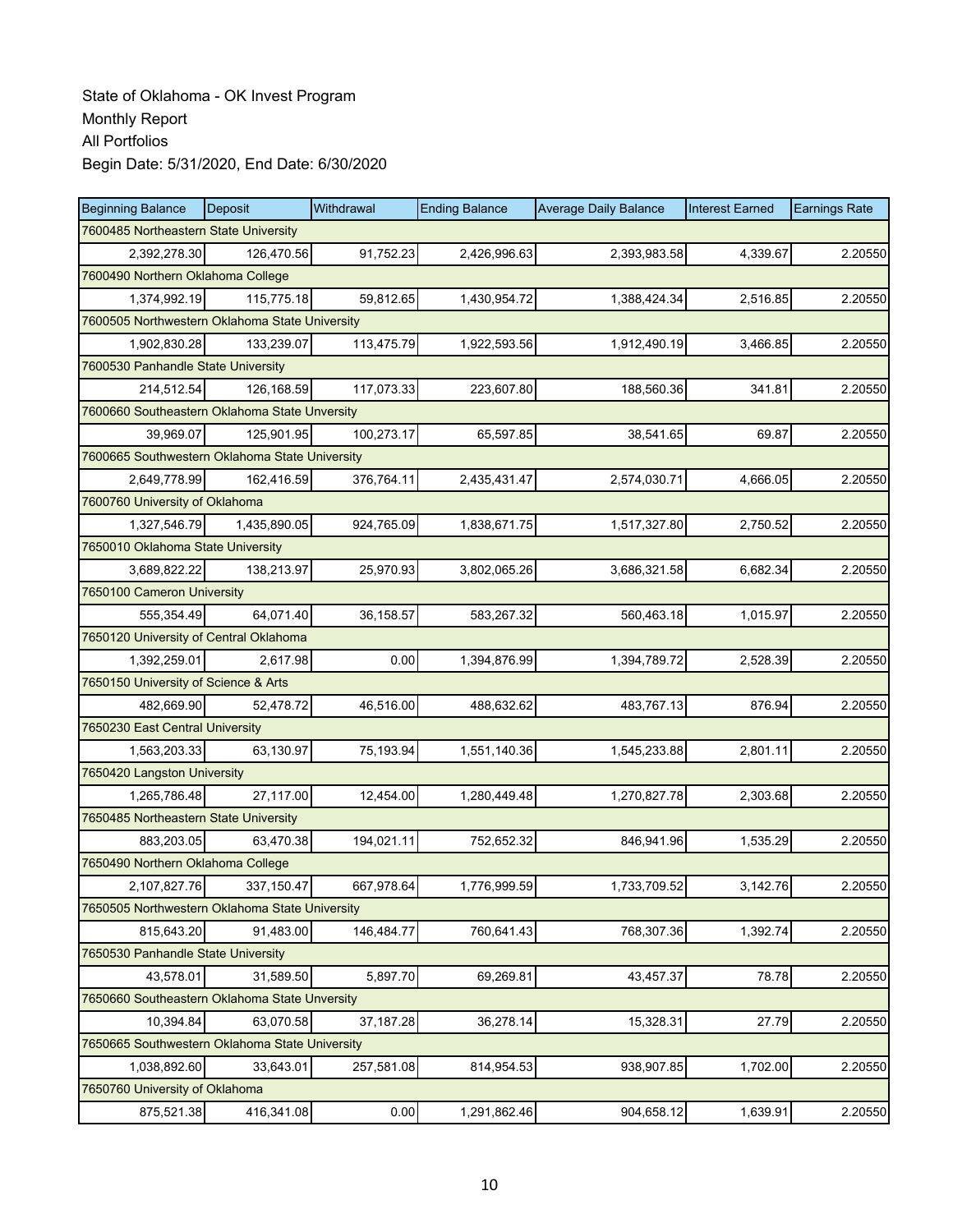State of Oklahoma - OK Invest Program

Monthly Report

All Portfolios

Begin Date: 5/31/2020, End Date: 6/30/2020

| Beginning Balance | Deposit | Withdrawal | Ending Balance | Average Daily Balance | Interest Earned | Earnings Rate |
|---|---|---|---|---|---|---|
| 7600485 Northeastern State University | | | | | | |
| 2,392,278.30 | 126,470.56 | 91,752.23 | 2,426,996.63 | 2,393,983.58 | 4,339.67 | 2.20550 |
| 7600490 Northern Oklahoma College | | | | | | |
| 1,374,992.19 | 115,775.18 | 59,812.65 | 1,430,954.72 | 1,388,424.34 | 2,516.85 | 2.20550 |
| 7600505 Northwestern Oklahoma State University | | | | | | |
| 1,902,830.28 | 133,239.07 | 113,475.79 | 1,922,593.56 | 1,912,490.19 | 3,466.85 | 2.20550 |
| 7600530 Panhandle State University | | | | | | |
| 214,512.54 | 126,168.59 | 117,073.33 | 223,607.80 | 188,560.36 | 341.81 | 2.20550 |
| 7600660 Southeastern Oklahoma State Unversity | | | | | | |
| 39,969.07 | 125,901.95 | 100,273.17 | 65,597.85 | 38,541.65 | 69.87 | 2.20550 |
| 7600665 Southwestern Oklahoma State University | | | | | | |
| 2,649,778.99 | 162,416.59 | 376,764.11 | 2,435,431.47 | 2,574,030.71 | 4,666.05 | 2.20550 |
| 7600760 University of Oklahoma | | | | | | |
| 1,327,546.79 | 1,435,890.05 | 924,765.09 | 1,838,671.75 | 1,517,327.80 | 2,750.52 | 2.20550 |
| 7650010 Oklahoma State University | | | | | | |
| 3,689,822.22 | 138,213.97 | 25,970.93 | 3,802,065.26 | 3,686,321.58 | 6,682.34 | 2.20550 |
| 7650100 Cameron University | | | | | | |
| 555,354.49 | 64,071.40 | 36,158.57 | 583,267.32 | 560,463.18 | 1,015.97 | 2.20550 |
| 7650120 University of Central Oklahoma | | | | | | |
| 1,392,259.01 | 2,617.98 | 0.00 | 1,394,876.99 | 1,394,789.72 | 2,528.39 | 2.20550 |
| 7650150 University of Science & Arts | | | | | | |
| 482,669.90 | 52,478.72 | 46,516.00 | 488,632.62 | 483,767.13 | 876.94 | 2.20550 |
| 7650230 East Central University | | | | | | |
| 1,563,203.33 | 63,130.97 | 75,193.94 | 1,551,140.36 | 1,545,233.88 | 2,801.11 | 2.20550 |
| 7650420 Langston University | | | | | | |
| 1,265,786.48 | 27,117.00 | 12,454.00 | 1,280,449.48 | 1,270,827.78 | 2,303.68 | 2.20550 |
| 7650485 Northeastern State University | | | | | | |
| 883,203.05 | 63,470.38 | 194,021.11 | 752,652.32 | 846,941.96 | 1,535.29 | 2.20550 |
| 7650490 Northern Oklahoma College | | | | | | |
| 2,107,827.76 | 337,150.47 | 667,978.64 | 1,776,999.59 | 1,733,709.52 | 3,142.76 | 2.20550 |
| 7650505 Northwestern Oklahoma State University | | | | | | |
| 815,643.20 | 91,483.00 | 146,484.77 | 760,641.43 | 768,307.36 | 1,392.74 | 2.20550 |
| 7650530 Panhandle State University | | | | | | |
| 43,578.01 | 31,589.50 | 5,897.70 | 69,269.81 | 43,457.37 | 78.78 | 2.20550 |
| 7650660 Southeastern Oklahoma State Unversity | | | | | | |
| 10,394.84 | 63,070.58 | 37,187.28 | 36,278.14 | 15,328.31 | 27.79 | 2.20550 |
| 7650665 Southwestern Oklahoma State University | | | | | | |
| 1,038,892.60 | 33,643.01 | 257,581.08 | 814,954.53 | 938,907.85 | 1,702.00 | 2.20550 |
| 7650760 University of Oklahoma | | | | | | |
| 875,521.38 | 416,341.08 | 0.00 | 1,291,862.46 | 904,658.12 | 1,639.91 | 2.20550 |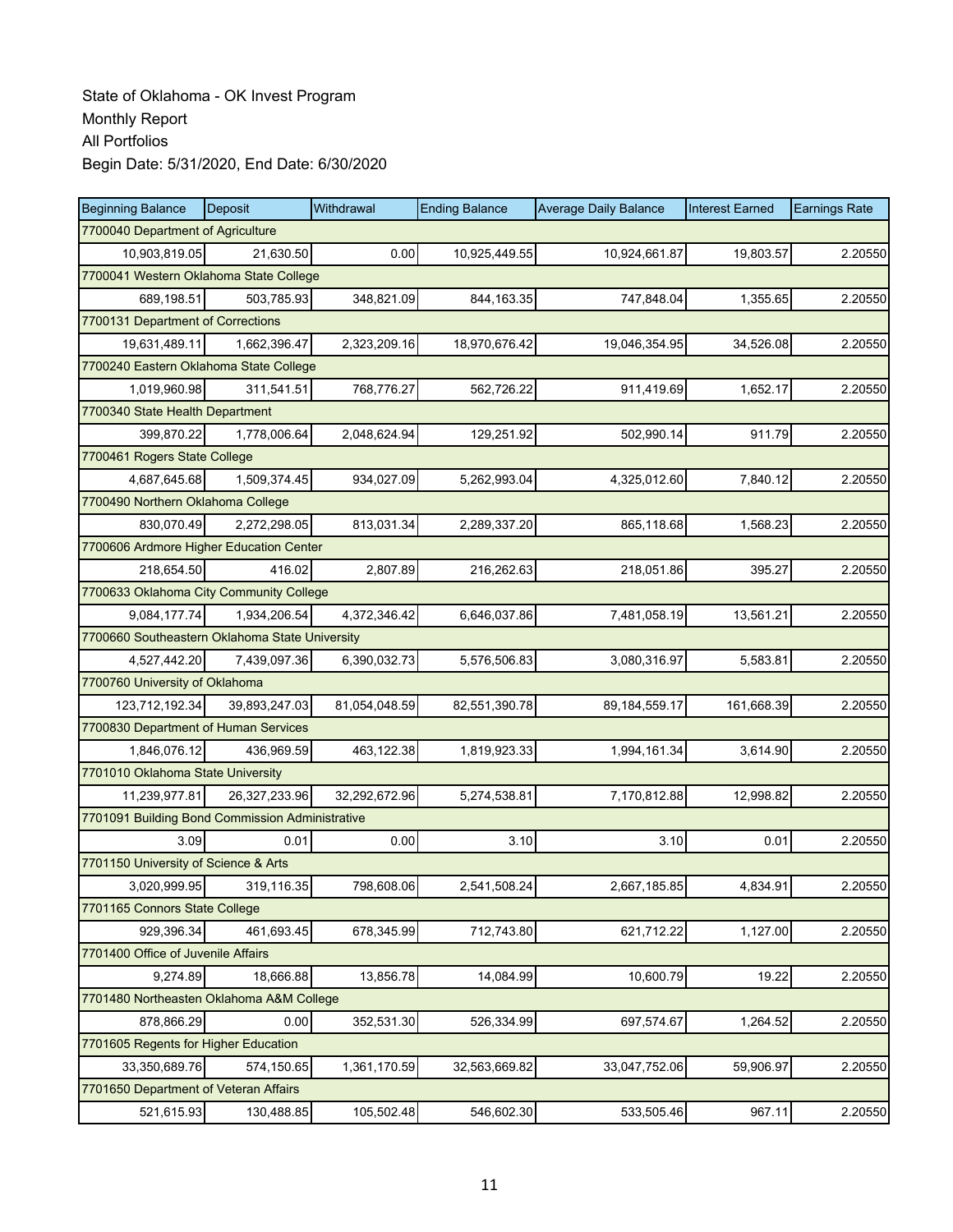State of Oklahoma - OK Invest Program
Monthly Report
All Portfolios
Begin Date: 5/31/2020, End Date: 6/30/2020

| Beginning Balance | Deposit | Withdrawal | Ending Balance | Average Daily Balance | Interest Earned | Earnings Rate |
|---|---|---|---|---|---|---|
| 7700040 Department of Agriculture | | | | | | |
| 10,903,819.05 | 21,630.50 | 0.00 | 10,925,449.55 | 10,924,661.87 | 19,803.57 | 2.20550 |
| 7700041 Western Oklahoma State College | | | | | | |
| 689,198.51 | 503,785.93 | 348,821.09 | 844,163.35 | 747,848.04 | 1,355.65 | 2.20550 |
| 7700131 Department of Corrections | | | | | | |
| 19,631,489.11 | 1,662,396.47 | 2,323,209.16 | 18,970,676.42 | 19,046,354.95 | 34,526.08 | 2.20550 |
| 7700240 Eastern Oklahoma State College | | | | | | |
| 1,019,960.98 | 311,541.51 | 768,776.27 | 562,726.22 | 911,419.69 | 1,652.17 | 2.20550 |
| 7700340 State Health Department | | | | | | |
| 399,870.22 | 1,778,006.64 | 2,048,624.94 | 129,251.92 | 502,990.14 | 911.79 | 2.20550 |
| 7700461 Rogers State College | | | | | | |
| 4,687,645.68 | 1,509,374.45 | 934,027.09 | 5,262,993.04 | 4,325,012.60 | 7,840.12 | 2.20550 |
| 7700490 Northern Oklahoma College | | | | | | |
| 830,070.49 | 2,272,298.05 | 813,031.34 | 2,289,337.20 | 865,118.68 | 1,568.23 | 2.20550 |
| 7700606 Ardmore Higher Education Center | | | | | | |
| 218,654.50 | 416.02 | 2,807.89 | 216,262.63 | 218,051.86 | 395.27 | 2.20550 |
| 7700633 Oklahoma City Community College | | | | | | |
| 9,084,177.74 | 1,934,206.54 | 4,372,346.42 | 6,646,037.86 | 7,481,058.19 | 13,561.21 | 2.20550 |
| 7700660 Southeastern Oklahoma State University | | | | | | |
| 4,527,442.20 | 7,439,097.36 | 6,390,032.73 | 5,576,506.83 | 3,080,316.97 | 5,583.81 | 2.20550 |
| 7700760 University of Oklahoma | | | | | | |
| 123,712,192.34 | 39,893,247.03 | 81,054,048.59 | 82,551,390.78 | 89,184,559.17 | 161,668.39 | 2.20550 |
| 7700830 Department of Human Services | | | | | | |
| 1,846,076.12 | 436,969.59 | 463,122.38 | 1,819,923.33 | 1,994,161.34 | 3,614.90 | 2.20550 |
| 7701010 Oklahoma State University | | | | | | |
| 11,239,977.81 | 26,327,233.96 | 32,292,672.96 | 5,274,538.81 | 7,170,812.88 | 12,998.82 | 2.20550 |
| 7701091 Building Bond Commission Administrative | | | | | | |
| 3.09 | 0.01 | 0.00 | 3.10 | 3.10 | 0.01 | 2.20550 |
| 7701150 University of Science & Arts | | | | | | |
| 3,020,999.95 | 319,116.35 | 798,608.06 | 2,541,508.24 | 2,667,185.85 | 4,834.91 | 2.20550 |
| 7701165 Connors State College | | | | | | |
| 929,396.34 | 461,693.45 | 678,345.99 | 712,743.80 | 621,712.22 | 1,127.00 | 2.20550 |
| 7701400 Office of Juvenile Affairs | | | | | | |
| 9,274.89 | 18,666.88 | 13,856.78 | 14,084.99 | 10,600.79 | 19.22 | 2.20550 |
| 7701480 Northeasten Oklahoma A&M College | | | | | | |
| 878,866.29 | 0.00 | 352,531.30 | 526,334.99 | 697,574.67 | 1,264.52 | 2.20550 |
| 7701605 Regents for Higher Education | | | | | | |
| 33,350,689.76 | 574,150.65 | 1,361,170.59 | 32,563,669.82 | 33,047,752.06 | 59,906.97 | 2.20550 |
| 7701650 Department of Veteran Affairs | | | | | | |
| 521,615.93 | 130,488.85 | 105,502.48 | 546,602.30 | 533,505.46 | 967.11 | 2.20550 |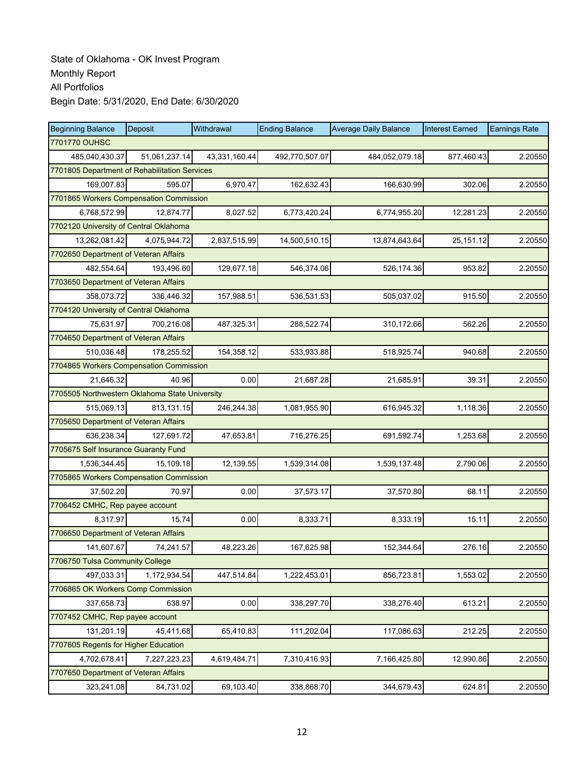State of Oklahoma - OK Invest Program
Monthly Report
All Portfolios
Begin Date: 5/31/2020, End Date: 6/30/2020

| Beginning Balance | Deposit | Withdrawal | Ending Balance | Average Daily Balance | Interest Earned | Earnings Rate |
|---|---|---|---|---|---|---|
| 7701770 OUHSC | | | | | | |
| 485,040,430.37 | 51,061,237.14 | 43,331,160.44 | 492,770,507.07 | 484,052,079.18 | 877,460.43 | 2.20550 |
| 7701805 Department of Rehabilitation Services | | | | | | |
| 169,007.83 | 595.07 | 6,970.47 | 162,632.43 | 166,630.99 | 302.06 | 2.20550 |
| 7701865 Workers Compensation Commission | | | | | | |
| 6,768,572.99 | 12,874.77 | 8,027.52 | 6,773,420.24 | 6,774,955.20 | 12,281.23 | 2.20550 |
| 7702120 University of Central Oklahoma | | | | | | |
| 13,262,081.42 | 4,075,944.72 | 2,837,515.99 | 14,500,510.15 | 13,874,643.64 | 25,151.12 | 2.20550 |
| 7702650 Department of Veteran Affairs | | | | | | |
| 482,554.64 | 193,496.60 | 129,677.18 | 546,374.06 | 526,174.36 | 953.82 | 2.20550 |
| 7703650 Department of Veteran Affairs | | | | | | |
| 358,073.72 | 336,446.32 | 157,988.51 | 536,531.53 | 505,037.02 | 915.50 | 2.20550 |
| 7704120 University of Central Oklahoma | | | | | | |
| 75,631.97 | 700,216.08 | 487,325.31 | 288,522.74 | 310,172.66 | 562.26 | 2.20550 |
| 7704650 Department of Veteran Affairs | | | | | | |
| 510,036.48 | 178,255.52 | 154,358.12 | 533,933.88 | 518,925.74 | 940.68 | 2.20550 |
| 7704865 Workers Compensation Commission | | | | | | |
| 21,646.32 | 40.96 | 0.00 | 21,687.28 | 21,685.91 | 39.31 | 2.20550 |
| 7705505 Northwestern Oklahoma State University | | | | | | |
| 515,069.13 | 813,131.15 | 246,244.38 | 1,081,955.90 | 616,945.32 | 1,118.36 | 2.20550 |
| 7705650 Department of Veteran Affairs | | | | | | |
| 636,238.34 | 127,691.72 | 47,653.81 | 716,276.25 | 691,592.74 | 1,253.68 | 2.20550 |
| 7705675 Self Insurance Guaranty Fund | | | | | | |
| 1,536,344.45 | 15,109.18 | 12,139.55 | 1,539,314.08 | 1,539,137.48 | 2,790.06 | 2.20550 |
| 7705865 Workers Compensation Commission | | | | | | |
| 37,502.20 | 70.97 | 0.00 | 37,573.17 | 37,570.80 | 68.11 | 2.20550 |
| 7706452 CMHC, Rep payee account | | | | | | |
| 8,317.97 | 15.74 | 0.00 | 8,333.71 | 8,333.19 | 15.11 | 2.20550 |
| 7706650 Department of Veteran Affairs | | | | | | |
| 141,607.67 | 74,241.57 | 48,223.26 | 167,625.98 | 152,344.64 | 276.16 | 2.20550 |
| 7706750 Tulsa Community College | | | | | | |
| 497,033.31 | 1,172,934.54 | 447,514.84 | 1,222,453.01 | 856,723.81 | 1,553.02 | 2.20550 |
| 7706865 OK Workers Comp Commission | | | | | | |
| 337,658.73 | 638.97 | 0.00 | 338,297.70 | 338,276.40 | 613.21 | 2.20550 |
| 7707452 CMHC, Rep payee account | | | | | | |
| 131,201.19 | 45,411.68 | 65,410.83 | 111,202.04 | 117,086.63 | 212.25 | 2.20550 |
| 7707605 Regents for Higher Education | | | | | | |
| 4,702,678.41 | 7,227,223.23 | 4,619,484.71 | 7,310,416.93 | 7,166,425.80 | 12,990.86 | 2.20550 |
| 7707650 Department of Veteran Affairs | | | | | | |
| 323,241.08 | 84,731.02 | 69,103.40 | 338,868.70 | 344,679.43 | 624.81 | 2.20550 |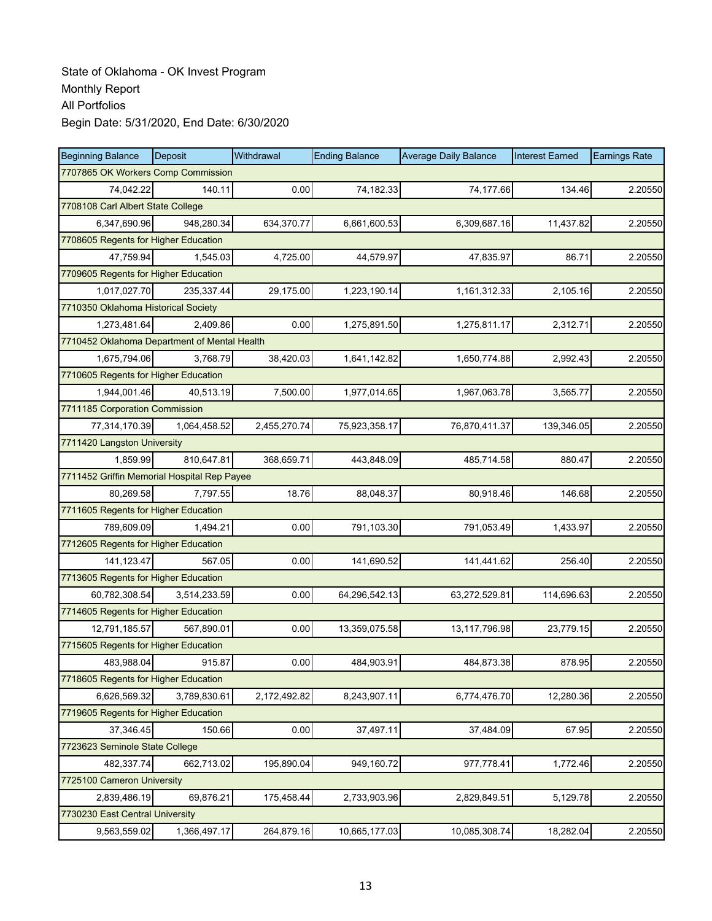State of Oklahoma - OK Invest Program
Monthly Report
All Portfolios
Begin Date: 5/31/2020, End Date: 6/30/2020

| Beginning Balance | Deposit | Withdrawal | Ending Balance | Average Daily Balance | Interest Earned | Earnings Rate |
|---|---|---|---|---|---|---|
| 7707865 OK Workers Comp Commission | | | | | | |
| 74,042.22 | 140.11 | 0.00 | 74,182.33 | 74,177.66 | 134.46 | 2.20550 |
| 7708108 Carl Albert State College | | | | | | |
| 6,347,690.96 | 948,280.34 | 634,370.77 | 6,661,600.53 | 6,309,687.16 | 11,437.82 | 2.20550 |
| 7708605 Regents for Higher Education | | | | | | |
| 47,759.94 | 1,545.03 | 4,725.00 | 44,579.97 | 47,835.97 | 86.71 | 2.20550 |
| 7709605 Regents for Higher Education | | | | | | |
| 1,017,027.70 | 235,337.44 | 29,175.00 | 1,223,190.14 | 1,161,312.33 | 2,105.16 | 2.20550 |
| 7710350 Oklahoma Historical Society | | | | | | |
| 1,273,481.64 | 2,409.86 | 0.00 | 1,275,891.50 | 1,275,811.17 | 2,312.71 | 2.20550 |
| 7710452 Oklahoma Department of Mental Health | | | | | | |
| 1,675,794.06 | 3,768.79 | 38,420.03 | 1,641,142.82 | 1,650,774.88 | 2,992.43 | 2.20550 |
| 7710605 Regents for Higher Education | | | | | | |
| 1,944,001.46 | 40,513.19 | 7,500.00 | 1,977,014.65 | 1,967,063.78 | 3,565.77 | 2.20550 |
| 7711185 Corporation Commission | | | | | | |
| 77,314,170.39 | 1,064,458.52 | 2,455,270.74 | 75,923,358.17 | 76,870,411.37 | 139,346.05 | 2.20550 |
| 7711420 Langston University | | | | | | |
| 1,859.99 | 810,647.81 | 368,659.71 | 443,848.09 | 485,714.58 | 880.47 | 2.20550 |
| 7711452 Griffin Memorial Hospital Rep Payee | | | | | | |
| 80,269.58 | 7,797.55 | 18.76 | 88,048.37 | 80,918.46 | 146.68 | 2.20550 |
| 7711605 Regents for Higher Education | | | | | | |
| 789,609.09 | 1,494.21 | 0.00 | 791,103.30 | 791,053.49 | 1,433.97 | 2.20550 |
| 7712605 Regents for Higher Education | | | | | | |
| 141,123.47 | 567.05 | 0.00 | 141,690.52 | 141,441.62 | 256.40 | 2.20550 |
| 7713605 Regents for Higher Education | | | | | | |
| 60,782,308.54 | 3,514,233.59 | 0.00 | 64,296,542.13 | 63,272,529.81 | 114,696.63 | 2.20550 |
| 7714605 Regents for Higher Education | | | | | | |
| 12,791,185.57 | 567,890.01 | 0.00 | 13,359,075.58 | 13,117,796.98 | 23,779.15 | 2.20550 |
| 7715605 Regents for Higher Education | | | | | | |
| 483,988.04 | 915.87 | 0.00 | 484,903.91 | 484,873.38 | 878.95 | 2.20550 |
| 7718605 Regents for Higher Education | | | | | | |
| 6,626,569.32 | 3,789,830.61 | 2,172,492.82 | 8,243,907.11 | 6,774,476.70 | 12,280.36 | 2.20550 |
| 7719605 Regents for Higher Education | | | | | | |
| 37,346.45 | 150.66 | 0.00 | 37,497.11 | 37,484.09 | 67.95 | 2.20550 |
| 7723623 Seminole State College | | | | | | |
| 482,337.74 | 662,713.02 | 195,890.04 | 949,160.72 | 977,778.41 | 1,772.46 | 2.20550 |
| 7725100 Cameron University | | | | | | |
| 2,839,486.19 | 69,876.21 | 175,458.44 | 2,733,903.96 | 2,829,849.51 | 5,129.78 | 2.20550 |
| 7730230 East Central University | | | | | | |
| 9,563,559.02 | 1,366,497.17 | 264,879.16 | 10,665,177.03 | 10,085,308.74 | 18,282.04 | 2.20550 |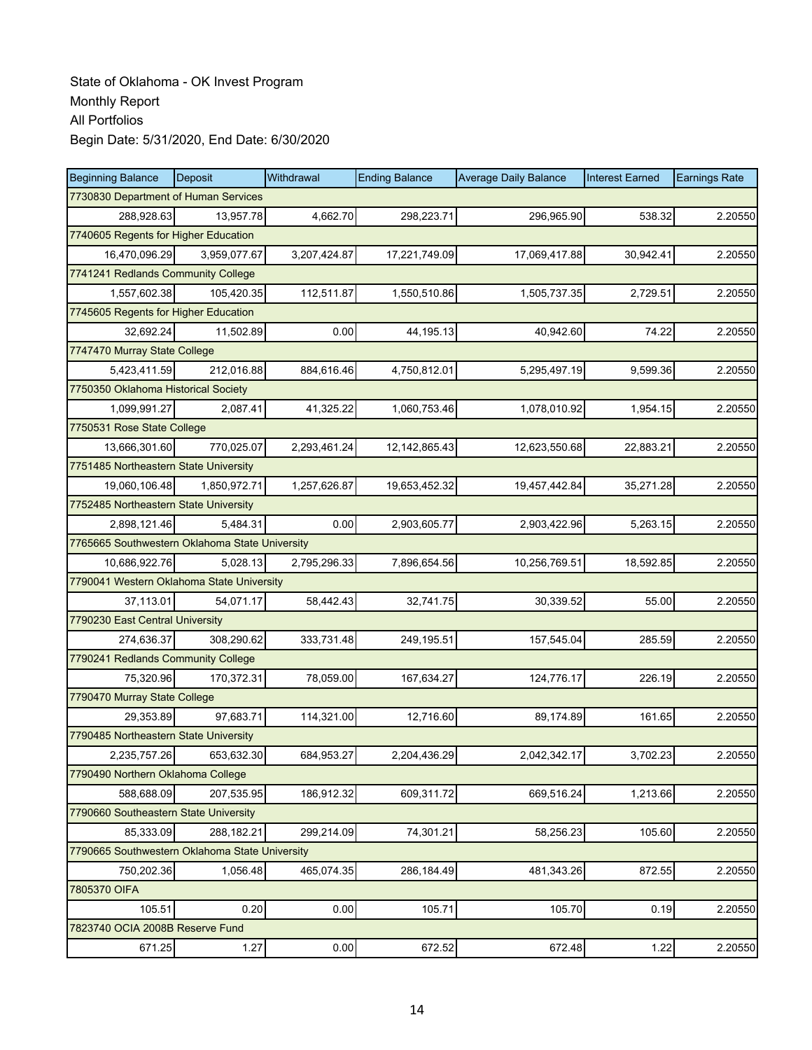State of Oklahoma - OK Invest Program
Monthly Report
All Portfolios
Begin Date: 5/31/2020, End Date: 6/30/2020

| Beginning Balance | Deposit | Withdrawal | Ending Balance | Average Daily Balance | Interest Earned | Earnings Rate |
|---|---|---|---|---|---|---|
| 7730830 Department of Human Services | | | | | | |
| 288,928.63 | 13,957.78 | 4,662.70 | 298,223.71 | 296,965.90 | 538.32 | 2.20550 |
| 7740605 Regents for Higher Education | | | | | | |
| 16,470,096.29 | 3,959,077.67 | 3,207,424.87 | 17,221,749.09 | 17,069,417.88 | 30,942.41 | 2.20550 |
| 7741241 Redlands Community College | | | | | | |
| 1,557,602.38 | 105,420.35 | 112,511.87 | 1,550,510.86 | 1,505,737.35 | 2,729.51 | 2.20550 |
| 7745605 Regents for Higher Education | | | | | | |
| 32,692.24 | 11,502.89 | 0.00 | 44,195.13 | 40,942.60 | 74.22 | 2.20550 |
| 7747470 Murray State College | | | | | | |
| 5,423,411.59 | 212,016.88 | 884,616.46 | 4,750,812.01 | 5,295,497.19 | 9,599.36 | 2.20550 |
| 7750350 Oklahoma Historical Society | | | | | | |
| 1,099,991.27 | 2,087.41 | 41,325.22 | 1,060,753.46 | 1,078,010.92 | 1,954.15 | 2.20550 |
| 7750531 Rose State College | | | | | | |
| 13,666,301.60 | 770,025.07 | 2,293,461.24 | 12,142,865.43 | 12,623,550.68 | 22,883.21 | 2.20550 |
| 7751485 Northeastern State University | | | | | | |
| 19,060,106.48 | 1,850,972.71 | 1,257,626.87 | 19,653,452.32 | 19,457,442.84 | 35,271.28 | 2.20550 |
| 7752485 Northeastern State University | | | | | | |
| 2,898,121.46 | 5,484.31 | 0.00 | 2,903,605.77 | 2,903,422.96 | 5,263.15 | 2.20550 |
| 7765665 Southwestern Oklahoma State University | | | | | | |
| 10,686,922.76 | 5,028.13 | 2,795,296.33 | 7,896,654.56 | 10,256,769.51 | 18,592.85 | 2.20550 |
| 7790041 Western Oklahoma State University | | | | | | |
| 37,113.01 | 54,071.17 | 58,442.43 | 32,741.75 | 30,339.52 | 55.00 | 2.20550 |
| 7790230 East Central University | | | | | | |
| 274,636.37 | 308,290.62 | 333,731.48 | 249,195.51 | 157,545.04 | 285.59 | 2.20550 |
| 7790241 Redlands Community College | | | | | | |
| 75,320.96 | 170,372.31 | 78,059.00 | 167,634.27 | 124,776.17 | 226.19 | 2.20550 |
| 7790470 Murray State College | | | | | | |
| 29,353.89 | 97,683.71 | 114,321.00 | 12,716.60 | 89,174.89 | 161.65 | 2.20550 |
| 7790485 Northeastern State University | | | | | | |
| 2,235,757.26 | 653,632.30 | 684,953.27 | 2,204,436.29 | 2,042,342.17 | 3,702.23 | 2.20550 |
| 7790490 Northern Oklahoma College | | | | | | |
| 588,688.09 | 207,535.95 | 186,912.32 | 609,311.72 | 669,516.24 | 1,213.66 | 2.20550 |
| 7790660 Southeastern State University | | | | | | |
| 85,333.09 | 288,182.21 | 299,214.09 | 74,301.21 | 58,256.23 | 105.60 | 2.20550 |
| 7790665 Southwestern Oklahoma State University | | | | | | |
| 750,202.36 | 1,056.48 | 465,074.35 | 286,184.49 | 481,343.26 | 872.55 | 2.20550 |
| 7805370 OIFA | | | | | | |
| 105.51 | 0.20 | 0.00 | 105.71 | 105.70 | 0.19 | 2.20550 |
| 7823740 OCIA 2008B Reserve Fund | | | | | | |
| 671.25 | 1.27 | 0.00 | 672.52 | 672.48 | 1.22 | 2.20550 |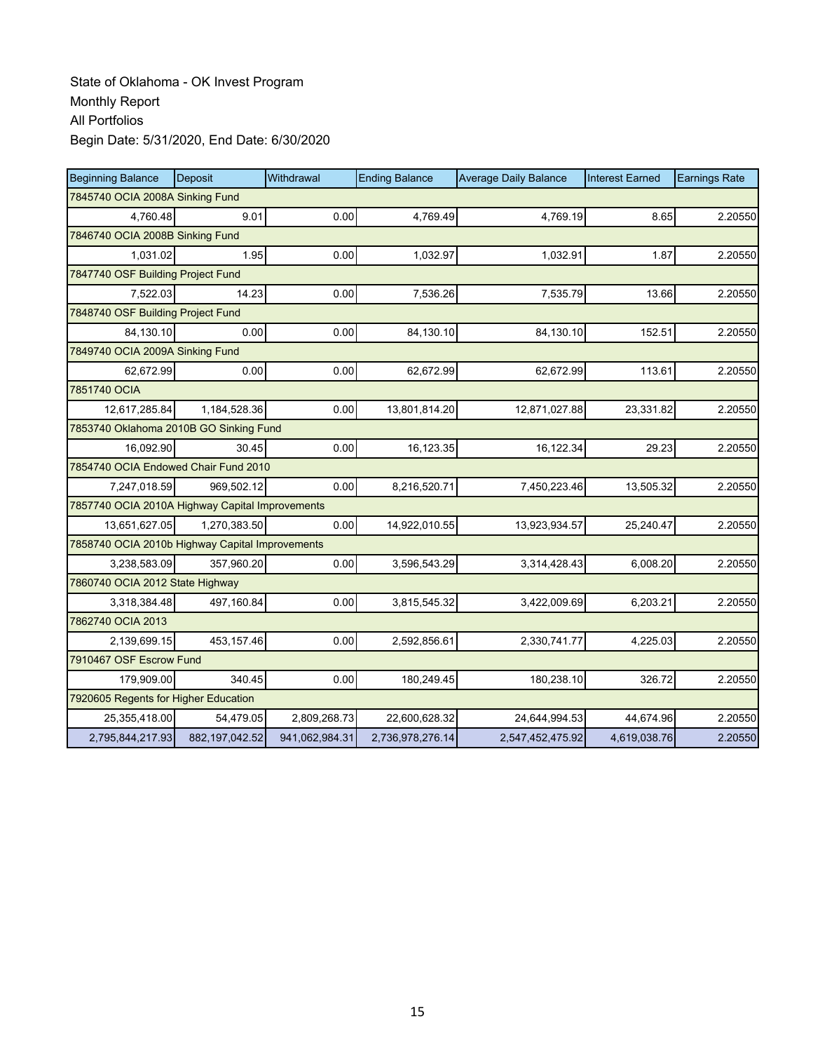State of Oklahoma - OK Invest Program
Monthly Report
All Portfolios
Begin Date: 5/31/2020, End Date: 6/30/2020

| Beginning Balance | Deposit | Withdrawal | Ending Balance | Average Daily Balance | Interest Earned | Earnings Rate |
|---|---|---|---|---|---|---|
| 7845740 OCIA 2008A Sinking Fund | | | | | | |
| 4,760.48 | 9.01 | 0.00 | 4,769.49 | 4,769.19 | 8.65 | 2.20550 |
| 7846740 OCIA 2008B Sinking Fund | | | | | | |
| 1,031.02 | 1.95 | 0.00 | 1,032.97 | 1,032.91 | 1.87 | 2.20550 |
| 7847740 OSF Building Project Fund | | | | | | |
| 7,522.03 | 14.23 | 0.00 | 7,536.26 | 7,535.79 | 13.66 | 2.20550 |
| 7848740 OSF Building Project Fund | | | | | | |
| 84,130.10 | 0.00 | 0.00 | 84,130.10 | 84,130.10 | 152.51 | 2.20550 |
| 7849740 OCIA 2009A Sinking Fund | | | | | | |
| 62,672.99 | 0.00 | 0.00 | 62,672.99 | 62,672.99 | 113.61 | 2.20550 |
| 7851740 OCIA | | | | | | |
| 12,617,285.84 | 1,184,528.36 | 0.00 | 13,801,814.20 | 12,871,027.88 | 23,331.82 | 2.20550 |
| 7853740 Oklahoma 2010B GO Sinking Fund | | | | | | |
| 16,092.90 | 30.45 | 0.00 | 16,123.35 | 16,122.34 | 29.23 | 2.20550 |
| 7854740 OCIA Endowed Chair Fund 2010 | | | | | | |
| 7,247,018.59 | 969,502.12 | 0.00 | 8,216,520.71 | 7,450,223.46 | 13,505.32 | 2.20550 |
| 7857740 OCIA 2010A Highway Capital Improvements | | | | | | |
| 13,651,627.05 | 1,270,383.50 | 0.00 | 14,922,010.55 | 13,923,934.57 | 25,240.47 | 2.20550 |
| 7858740 OCIA 2010b Highway Capital Improvements | | | | | | |
| 3,238,583.09 | 357,960.20 | 0.00 | 3,596,543.29 | 3,314,428.43 | 6,008.20 | 2.20550 |
| 7860740 OCIA 2012 State Highway | | | | | | |
| 3,318,384.48 | 497,160.84 | 0.00 | 3,815,545.32 | 3,422,009.69 | 6,203.21 | 2.20550 |
| 7862740 OCIA 2013 | | | | | | |
| 2,139,699.15 | 453,157.46 | 0.00 | 2,592,856.61 | 2,330,741.77 | 4,225.03 | 2.20550 |
| 7910467 OSF Escrow Fund | | | | | | |
| 179,909.00 | 340.45 | 0.00 | 180,249.45 | 180,238.10 | 326.72 | 2.20550 |
| 7920605 Regents for Higher Education | | | | | | |
| 25,355,418.00 | 54,479.05 | 2,809,268.73 | 22,600,628.32 | 24,644,994.53 | 44,674.96 | 2.20550 |
| 2,795,844,217.93 | 882,197,042.52 | 941,062,984.31 | 2,736,978,276.14 | 2,547,452,475.92 | 4,619,038.76 | 2.20550 |